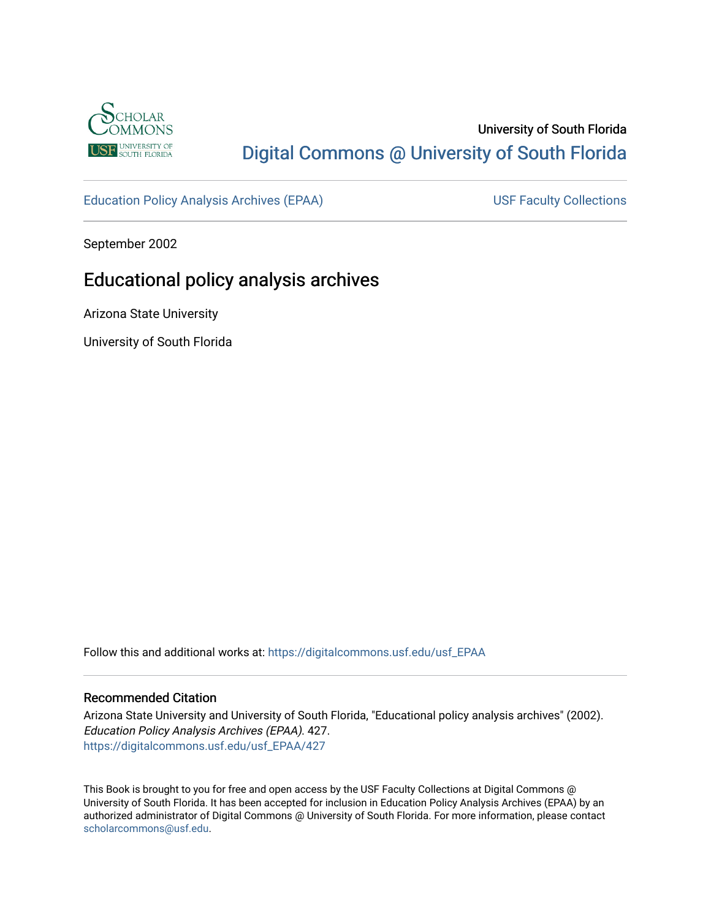University of South Florida

Digital Commons @ University of South Florida

Education Policy Analysis Archives (EPAA)

USF Faculty Collections

September 2002

# Educational policy analysis archives

Arizona State University

University of South Florida

Follow this and additional works at: https://digitalcommons.usf.edu/usf_EPAA

## Recommended Citation

Arizona State University and University of South Florida, "Educational policy analysis archives" (2002). *Education Policy Analysis Archives (EPAA)*. 427.
https://digitalcommons.usf.edu/usf_EPAA/427

This Book is brought to you for free and open access by the USF Faculty Collections at Digital Commons @ University of South Florida. It has been accepted for inclusion in Education Policy Analysis Archives (EPAA) by an authorized administrator of Digital Commons @ University of South Florida. For more information, please contact scholarcommons@usf.edu.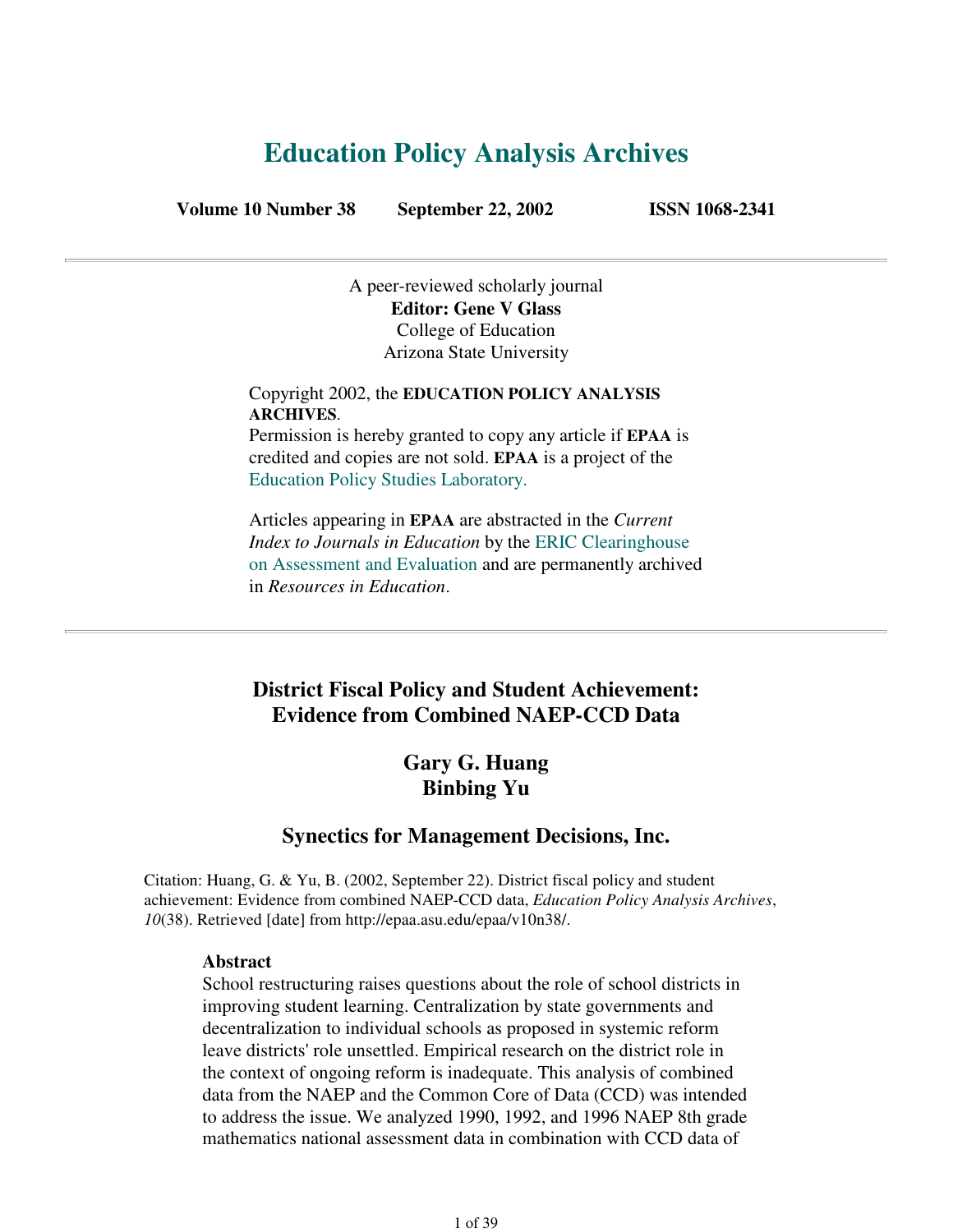# Education Policy Analysis Archives

**Volume 10 Number 38 September 22, 2002 ISSN 1068-2341**

---

A peer-reviewed scholarly journal
**Editor: Gene V Glass**
College of Education
Arizona State University

Copyright 2002, the **EDUCATION POLICY ANALYSIS ARCHIVES**.
Permission is hereby granted to copy any article if **EPAA** is credited and copies are not sold. **EPAA** is a project of the Education Policy Studies Laboratory.

Articles appearing in **EPAA** are abstracted in the *Current Index to Journals in Education* by the ERIC Clearinghouse on Assessment and Evaluation and are permanently archived in *Resources in Education*.

---

## District Fiscal Policy and Student Achievement: Evidence from Combined NAEP-CCD Data

### Gary G. Huang
### Binbing Yu

### Synectics for Management Decisions, Inc.

Citation: Huang, G. & Yu, B. (2002, September 22). District fiscal policy and student achievement: Evidence from combined NAEP-CCD data, *Education Policy Analysis Archives*, *10*(38). Retrieved [date] from http://epaa.asu.edu/epaa/v10n38/.

**Abstract**
School restructuring raises questions about the role of school districts in improving student learning. Centralization by state governments and decentralization to individual schools as proposed in systemic reform leave districts' role unsettled. Empirical research on the district role in the context of ongoing reform is inadequate. This analysis of combined data from the NAEP and the Common Core of Data (CCD) was intended to address the issue. We analyzed 1990, 1992, and 1996 NAEP 8th grade mathematics national assessment data in combination with CCD data of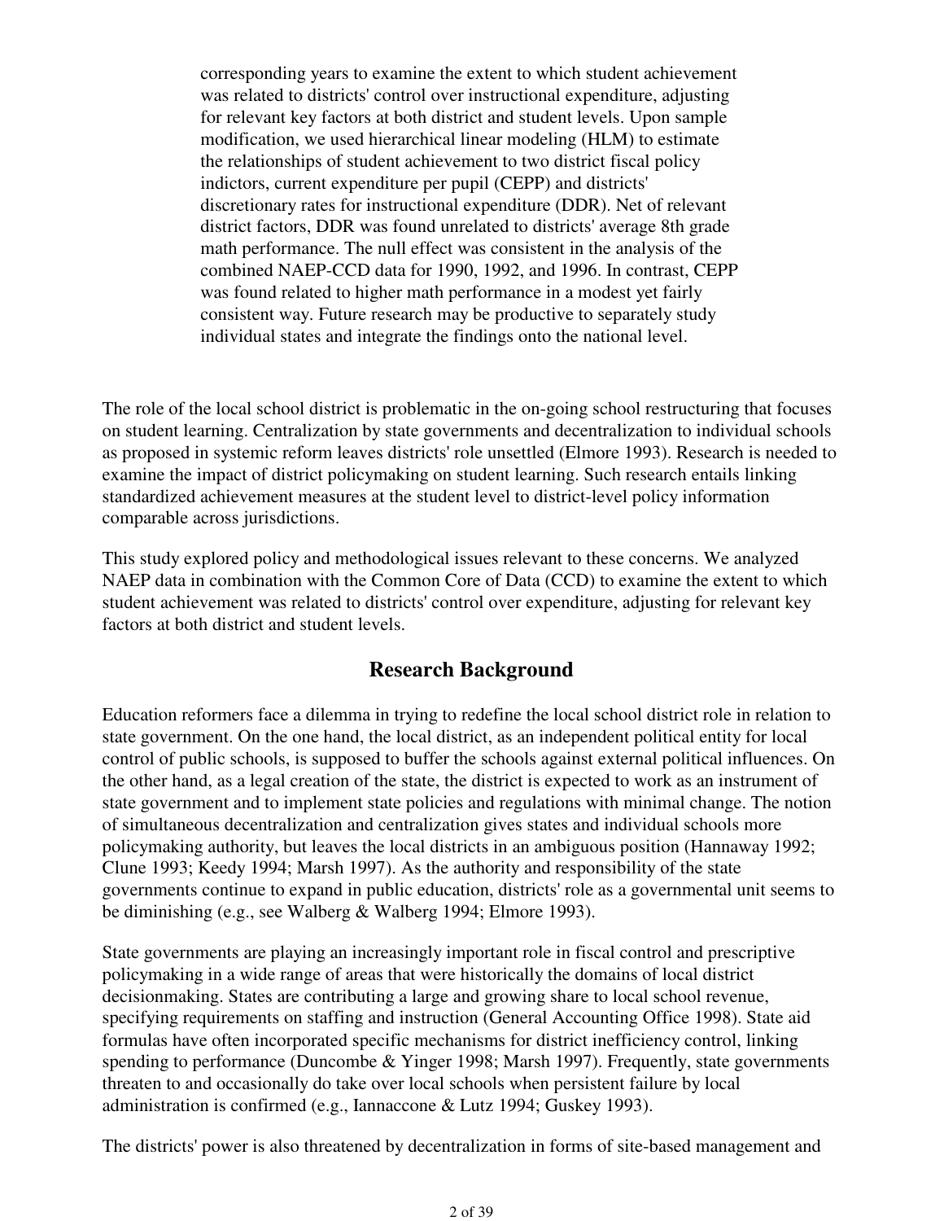corresponding years to examine the extent to which student achievement was related to districts' control over instructional expenditure, adjusting for relevant key factors at both district and student levels. Upon sample modification, we used hierarchical linear modeling (HLM) to estimate the relationships of student achievement to two district fiscal policy indictors, current expenditure per pupil (CEPP) and districts' discretionary rates for instructional expenditure (DDR). Net of relevant district factors, DDR was found unrelated to districts' average 8th grade math performance. The null effect was consistent in the analysis of the combined NAEP-CCD data for 1990, 1992, and 1996. In contrast, CEPP was found related to higher math performance in a modest yet fairly consistent way. Future research may be productive to separately study individual states and integrate the findings onto the national level.

The role of the local school district is problematic in the on-going school restructuring that focuses on student learning. Centralization by state governments and decentralization to individual schools as proposed in systemic reform leaves districts' role unsettled (Elmore 1993). Research is needed to examine the impact of district policymaking on student learning. Such research entails linking standardized achievement measures at the student level to district-level policy information comparable across jurisdictions.

This study explored policy and methodological issues relevant to these concerns. We analyzed NAEP data in combination with the Common Core of Data (CCD) to examine the extent to which student achievement was related to districts' control over expenditure, adjusting for relevant key factors at both district and student levels.

## Research Background

Education reformers face a dilemma in trying to redefine the local school district role in relation to state government. On the one hand, the local district, as an independent political entity for local control of public schools, is supposed to buffer the schools against external political influences. On the other hand, as a legal creation of the state, the district is expected to work as an instrument of state government and to implement state policies and regulations with minimal change. The notion of simultaneous decentralization and centralization gives states and individual schools more policymaking authority, but leaves the local districts in an ambiguous position (Hannaway 1992; Clune 1993; Keedy 1994; Marsh 1997). As the authority and responsibility of the state governments continue to expand in public education, districts' role as a governmental unit seems to be diminishing (e.g., see Walberg & Walberg 1994; Elmore 1993).

State governments are playing an increasingly important role in fiscal control and prescriptive policymaking in a wide range of areas that were historically the domains of local district decisionmaking. States are contributing a large and growing share to local school revenue, specifying requirements on staffing and instruction (General Accounting Office 1998). State aid formulas have often incorporated specific mechanisms for district inefficiency control, linking spending to performance (Duncombe & Yinger 1998; Marsh 1997). Frequently, state governments threaten to and occasionally do take over local schools when persistent failure by local administration is confirmed (e.g., Iannaccone & Lutz 1994; Guskey 1993).

The districts' power is also threatened by decentralization in forms of site-based management and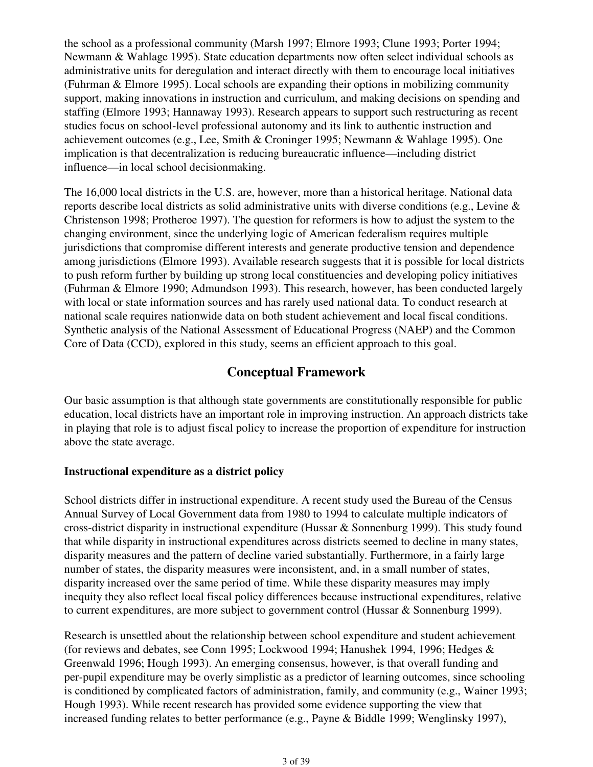the school as a professional community (Marsh 1997; Elmore 1993; Clune 1993; Porter 1994; Newmann & Wahlage 1995). State education departments now often select individual schools as administrative units for deregulation and interact directly with them to encourage local initiatives (Fuhrman & Elmore 1995). Local schools are expanding their options in mobilizing community support, making innovations in instruction and curriculum, and making decisions on spending and staffing (Elmore 1993; Hannaway 1993). Research appears to support such restructuring as recent studies focus on school-level professional autonomy and its link to authentic instruction and achievement outcomes (e.g., Lee, Smith & Croninger 1995; Newmann & Wahlage 1995). One implication is that decentralization is reducing bureaucratic influence—including district influence—in local school decisionmaking.

The 16,000 local districts in the U.S. are, however, more than a historical heritage. National data reports describe local districts as solid administrative units with diverse conditions (e.g., Levine & Christenson 1998; Protheroe 1997). The question for reformers is how to adjust the system to the changing environment, since the underlying logic of American federalism requires multiple jurisdictions that compromise different interests and generate productive tension and dependence among jurisdictions (Elmore 1993). Available research suggests that it is possible for local districts to push reform further by building up strong local constituencies and developing policy initiatives (Fuhrman & Elmore 1990; Admundson 1993). This research, however, has been conducted largely with local or state information sources and has rarely used national data. To conduct research at national scale requires nationwide data on both student achievement and local fiscal conditions. Synthetic analysis of the National Assessment of Educational Progress (NAEP) and the Common Core of Data (CCD), explored in this study, seems an efficient approach to this goal.

## Conceptual Framework

Our basic assumption is that although state governments are constitutionally responsible for public education, local districts have an important role in improving instruction. An approach districts take in playing that role is to adjust fiscal policy to increase the proportion of expenditure for instruction above the state average.

**Instructional expenditure as a district policy**

School districts differ in instructional expenditure. A recent study used the Bureau of the Census Annual Survey of Local Government data from 1980 to 1994 to calculate multiple indicators of cross-district disparity in instructional expenditure (Hussar & Sonnenburg 1999). This study found that while disparity in instructional expenditures across districts seemed to decline in many states, disparity measures and the pattern of decline varied substantially. Furthermore, in a fairly large number of states, the disparity measures were inconsistent, and, in a small number of states, disparity increased over the same period of time. While these disparity measures may imply inequity they also reflect local fiscal policy differences because instructional expenditures, relative to current expenditures, are more subject to government control (Hussar & Sonnenburg 1999).

Research is unsettled about the relationship between school expenditure and student achievement (for reviews and debates, see Conn 1995; Lockwood 1994; Hanushek 1994, 1996; Hedges & Greenwald 1996; Hough 1993). An emerging consensus, however, is that overall funding and per-pupil expenditure may be overly simplistic as a predictor of learning outcomes, since schooling is conditioned by complicated factors of administration, family, and community (e.g., Wainer 1993; Hough 1993). While recent research has provided some evidence supporting the view that increased funding relates to better performance (e.g., Payne & Biddle 1999; Wenglinsky 1997),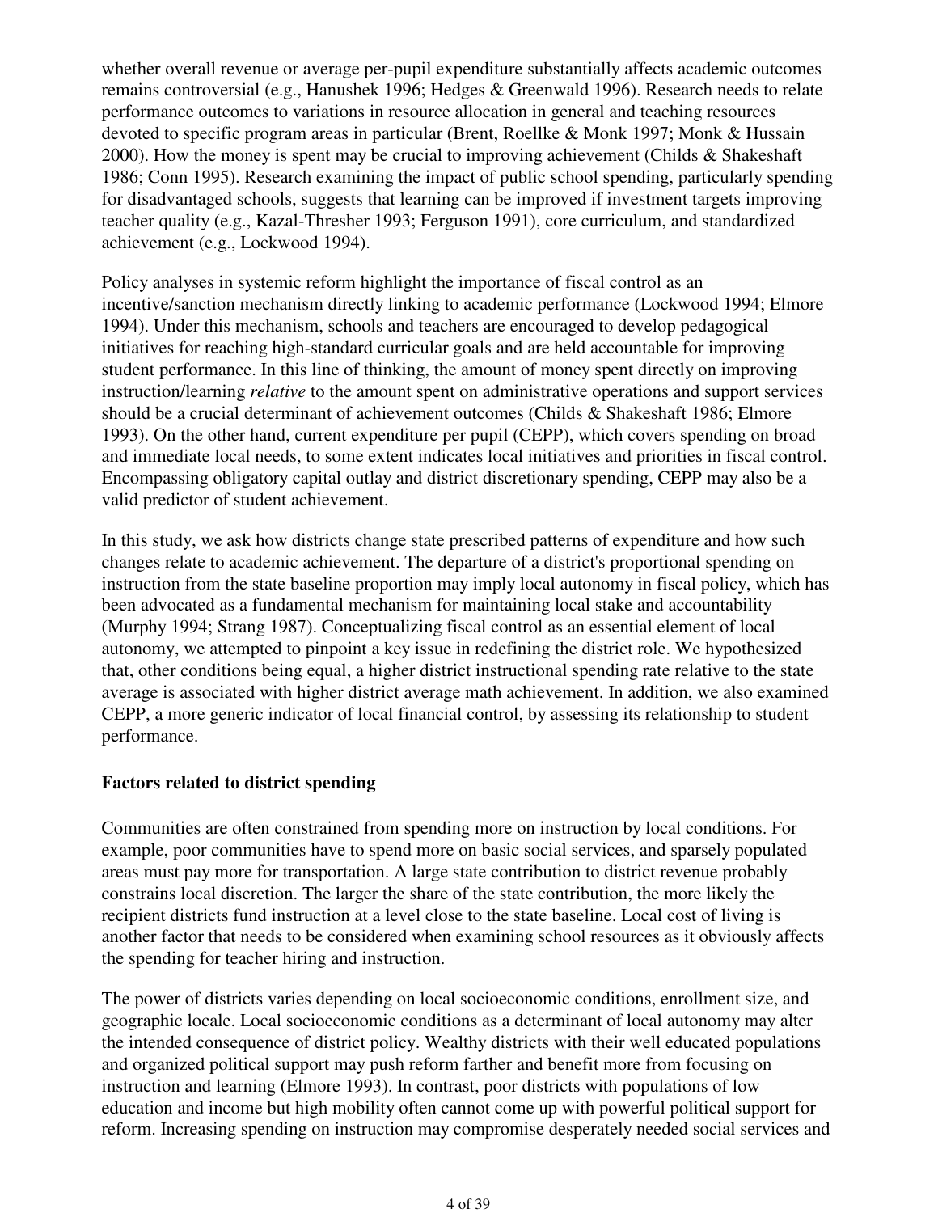whether overall revenue or average per-pupil expenditure substantially affects academic outcomes remains controversial (e.g., Hanushek 1996; Hedges & Greenwald 1996). Research needs to relate performance outcomes to variations in resource allocation in general and teaching resources devoted to specific program areas in particular (Brent, Roellke & Monk 1997; Monk & Hussain 2000). How the money is spent may be crucial to improving achievement (Childs & Shakeshaft 1986; Conn 1995). Research examining the impact of public school spending, particularly spending for disadvantaged schools, suggests that learning can be improved if investment targets improving teacher quality (e.g., Kazal-Thresher 1993; Ferguson 1991), core curriculum, and standardized achievement (e.g., Lockwood 1994).

Policy analyses in systemic reform highlight the importance of fiscal control as an incentive/sanction mechanism directly linking to academic performance (Lockwood 1994; Elmore 1994). Under this mechanism, schools and teachers are encouraged to develop pedagogical initiatives for reaching high-standard curricular goals and are held accountable for improving student performance. In this line of thinking, the amount of money spent directly on improving instruction/learning *relative* to the amount spent on administrative operations and support services should be a crucial determinant of achievement outcomes (Childs & Shakeshaft 1986; Elmore 1993). On the other hand, current expenditure per pupil (CEPP), which covers spending on broad and immediate local needs, to some extent indicates local initiatives and priorities in fiscal control. Encompassing obligatory capital outlay and district discretionary spending, CEPP may also be a valid predictor of student achievement.

In this study, we ask how districts change state prescribed patterns of expenditure and how such changes relate to academic achievement. The departure of a district's proportional spending on instruction from the state baseline proportion may imply local autonomy in fiscal policy, which has been advocated as a fundamental mechanism for maintaining local stake and accountability (Murphy 1994; Strang 1987). Conceptualizing fiscal control as an essential element of local autonomy, we attempted to pinpoint a key issue in redefining the district role. We hypothesized that, other conditions being equal, a higher district instructional spending rate relative to the state average is associated with higher district average math achievement. In addition, we also examined CEPP, a more generic indicator of local financial control, by assessing its relationship to student performance.

**Factors related to district spending**

Communities are often constrained from spending more on instruction by local conditions. For example, poor communities have to spend more on basic social services, and sparsely populated areas must pay more for transportation. A large state contribution to district revenue probably constrains local discretion. The larger the share of the state contribution, the more likely the recipient districts fund instruction at a level close to the state baseline. Local cost of living is another factor that needs to be considered when examining school resources as it obviously affects the spending for teacher hiring and instruction.

The power of districts varies depending on local socioeconomic conditions, enrollment size, and geographic locale. Local socioeconomic conditions as a determinant of local autonomy may alter the intended consequence of district policy. Wealthy districts with their well educated populations and organized political support may push reform farther and benefit more from focusing on instruction and learning (Elmore 1993). In contrast, poor districts with populations of low education and income but high mobility often cannot come up with powerful political support for reform. Increasing spending on instruction may compromise desperately needed social services and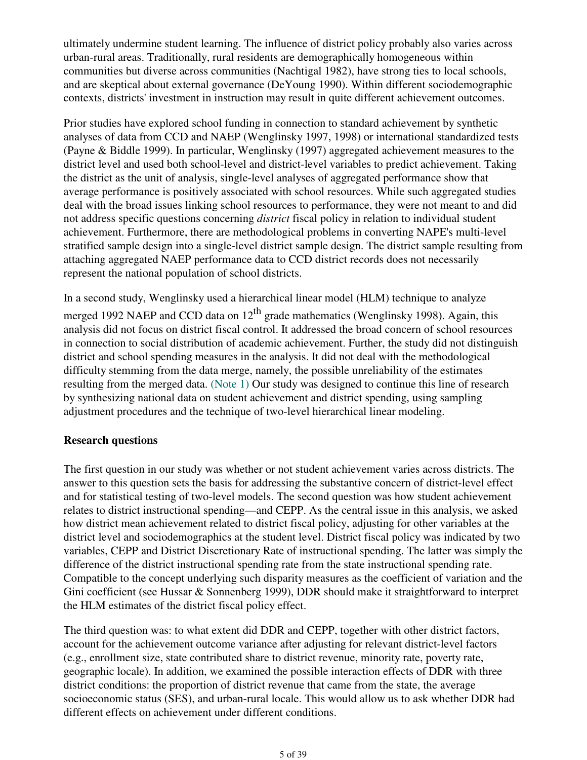ultimately undermine student learning. The influence of district policy probably also varies across urban-rural areas. Traditionally, rural residents are demographically homogeneous within communities but diverse across communities (Nachtigal 1982), have strong ties to local schools, and are skeptical about external governance (DeYoung 1990). Within different sociodemographic contexts, districts' investment in instruction may result in quite different achievement outcomes.

Prior studies have explored school funding in connection to standard achievement by synthetic analyses of data from CCD and NAEP (Wenglinsky 1997, 1998) or international standardized tests (Payne & Biddle 1999). In particular, Wenglinsky (1997) aggregated achievement measures to the district level and used both school-level and district-level variables to predict achievement. Taking the district as the unit of analysis, single-level analyses of aggregated performance show that average performance is positively associated with school resources. While such aggregated studies deal with the broad issues linking school resources to performance, they were not meant to and did not address specific questions concerning *district* fiscal policy in relation to individual student achievement. Furthermore, there are methodological problems in converting NAPE's multi-level stratified sample design into a single-level district sample design. The district sample resulting from attaching aggregated NAEP performance data to CCD district records does not necessarily represent the national population of school districts.

In a second study, Wenglinsky used a hierarchical linear model (HLM) technique to analyze merged 1992 NAEP and CCD data on 12th grade mathematics (Wenglinsky 1998). Again, this analysis did not focus on district fiscal control. It addressed the broad concern of school resources in connection to social distribution of academic achievement. Further, the study did not distinguish district and school spending measures in the analysis. It did not deal with the methodological difficulty stemming from the data merge, namely, the possible unreliability of the estimates resulting from the merged data. (Note 1) Our study was designed to continue this line of research by synthesizing national data on student achievement and district spending, using sampling adjustment procedures and the technique of two-level hierarchical linear modeling.

### Research questions

The first question in our study was whether or not student achievement varies across districts. The answer to this question sets the basis for addressing the substantive concern of district-level effect and for statistical testing of two-level models. The second question was how student achievement relates to district instructional spending—and CEPP. As the central issue in this analysis, we asked how district mean achievement related to district fiscal policy, adjusting for other variables at the district level and sociodemographics at the student level. District fiscal policy was indicated by two variables, CEPP and District Discretionary Rate of instructional spending. The latter was simply the difference of the district instructional spending rate from the state instructional spending rate. Compatible to the concept underlying such disparity measures as the coefficient of variation and the Gini coefficient (see Hussar & Sonnenberg 1999), DDR should make it straightforward to interpret the HLM estimates of the district fiscal policy effect.

The third question was: to what extent did DDR and CEPP, together with other district factors, account for the achievement outcome variance after adjusting for relevant district-level factors (e.g., enrollment size, state contributed share to district revenue, minority rate, poverty rate, geographic locale). In addition, we examined the possible interaction effects of DDR with three district conditions: the proportion of district revenue that came from the state, the average socioeconomic status (SES), and urban-rural locale. This would allow us to ask whether DDR had different effects on achievement under different conditions.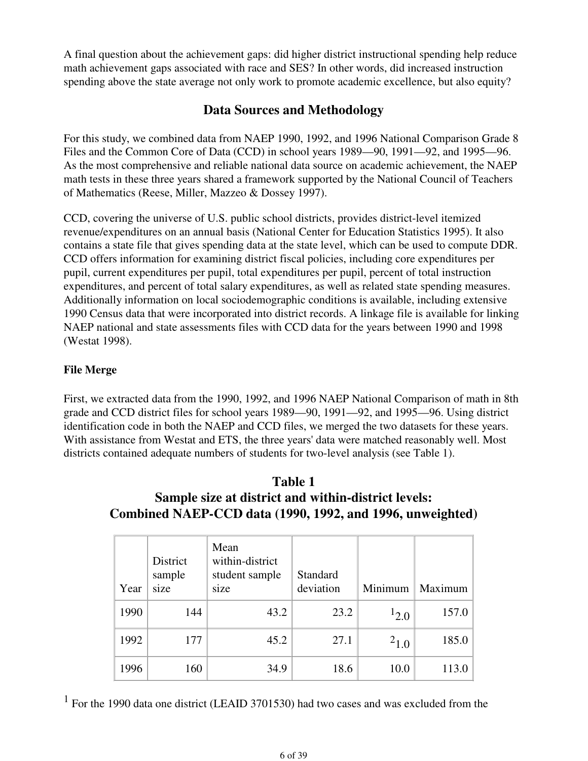A final question about the achievement gaps: did higher district instructional spending help reduce math achievement gaps associated with race and SES? In other words, did increased instruction spending above the state average not only work to promote academic excellence, but also equity?

## Data Sources and Methodology

For this study, we combined data from NAEP 1990, 1992, and 1996 National Comparison Grade 8 Files and the Common Core of Data (CCD) in school years 1989—90, 1991—92, and 1995—96. As the most comprehensive and reliable national data source on academic achievement, the NAEP math tests in these three years shared a framework supported by the National Council of Teachers of Mathematics (Reese, Miller, Mazzeo & Dossey 1997).

CCD, covering the universe of U.S. public school districts, provides district-level itemized revenue/expenditures on an annual basis (National Center for Education Statistics 1995). It also contains a state file that gives spending data at the state level, which can be used to compute DDR. CCD offers information for examining district fiscal policies, including core expenditures per pupil, current expenditures per pupil, total expenditures per pupil, percent of total instruction expenditures, and percent of total salary expenditures, as well as related state spending measures. Additionally information on local sociodemographic conditions is available, including extensive 1990 Census data that were incorporated into district records. A linkage file is available for linking NAEP national and state assessments files with CCD data for the years between 1990 and 1998 (Westat 1998).

**File Merge**

First, we extracted data from the 1990, 1992, and 1996 NAEP National Comparison of math in 8th grade and CCD district files for school years 1989—90, 1991—92, and 1995—96. Using district identification code in both the NAEP and CCD files, we merged the two datasets for these years. With assistance from Westat and ETS, the three years' data were matched reasonably well. Most districts contained adequate numbers of students for two-level analysis (see Table 1).

**Table 1**
**Sample size at district and within-district levels: Combined NAEP-CCD data (1990, 1992, and 1996, unweighted)**

| Year | District sample size | Mean within-district student sample size | Standard deviation | Minimum | Maximum |
|---|---|---|---|---|---|
| 1990 | 144 | 43.2 | 23.2 | [1] 2.0 | 157.0 |
| 1992 | 177 | 45.2 | 27.1 | [2] 1.0 | 185.0 |
| 1996 | 160 | 34.9 | 18.6 | 10.0 | 113.0 |

[1] For the 1990 data one district (LEAID 3701530) had two cases and was excluded from the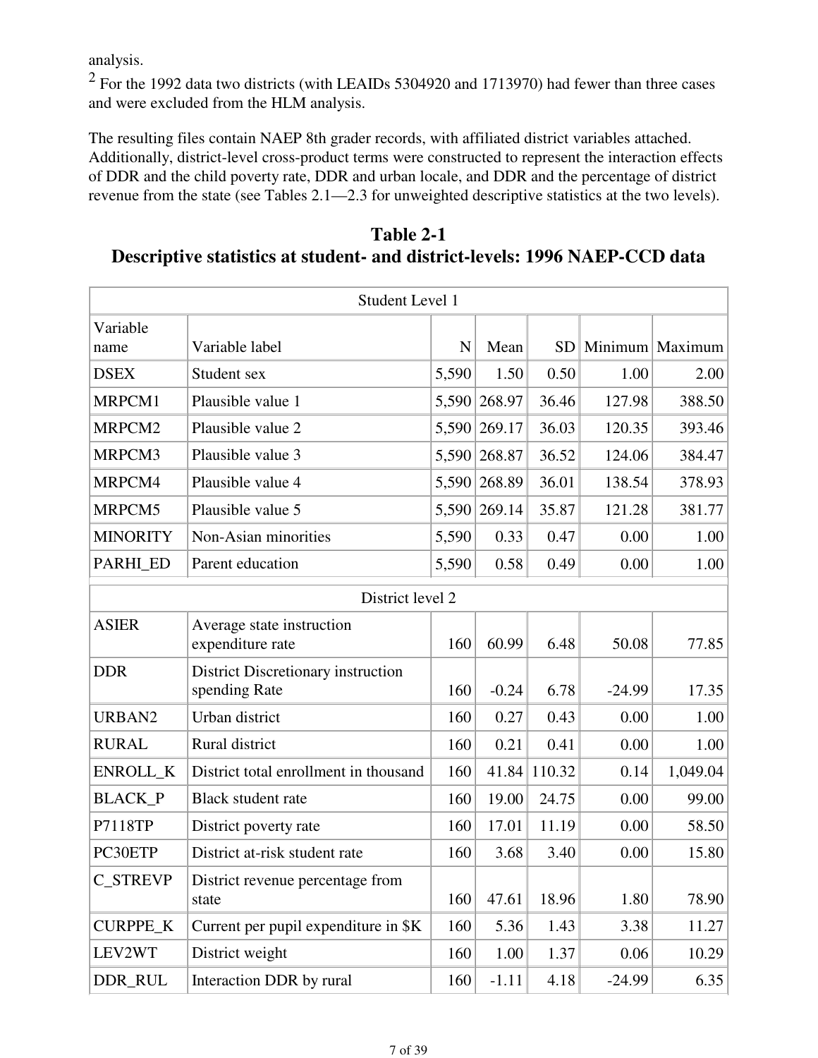analysis.

[2] For the 1992 data two districts (with LEAIDs 5304920 and 1713970) had fewer than three cases and were excluded from the HLM analysis.

The resulting files contain NAEP 8th grader records, with affiliated district variables attached. Additionally, district-level cross-product terms were constructed to represent the interaction effects of DDR and the child poverty rate, DDR and urban locale, and DDR and the percentage of district revenue from the state (see Tables 2.1—2.3 for unweighted descriptive statistics at the two levels).

## Table 2-1
## Descriptive statistics at student- and district-levels: 1996 NAEP-CCD data

| Variable name | Variable label | N | Mean | SD | Minimum | Maximum |
|---|---|---|---|---|---|---|
| **Student Level 1** | | | | | | |
| DSEX | Student sex | 5,590 | 1.50 | 0.50 | 1.00 | 2.00 |
| MRPCM1 | Plausible value 1 | 5,590 | 268.97 | 36.46 | 127.98 | 388.50 |
| MRPCM2 | Plausible value 2 | 5,590 | 269.17 | 36.03 | 120.35 | 393.46 |
| MRPCM3 | Plausible value 3 | 5,590 | 268.87 | 36.52 | 124.06 | 384.47 |
| MRPCM4 | Plausible value 4 | 5,590 | 268.89 | 36.01 | 138.54 | 378.93 |
| MRPCM5 | Plausible value 5 | 5,590 | 269.14 | 35.87 | 121.28 | 381.77 |
| MINORITY | Non-Asian minorities | 5,590 | 0.33 | 0.47 | 0.00 | 1.00 |
| PARHI_ED | Parent education | 5,590 | 0.58 | 0.49 | 0.00 | 1.00 |
| **District level 2** | | | | | | |
| ASIER | Average state instruction expenditure rate | 160 | 60.99 | 6.48 | 50.08 | 77.85 |
| DDR | District Discretionary instruction spending Rate | 160 | -0.24 | 6.78 | -24.99 | 17.35 |
| URBAN2 | Urban district | 160 | 0.27 | 0.43 | 0.00 | 1.00 |
| RURAL | Rural district | 160 | 0.21 | 0.41 | 0.00 | 1.00 |
| ENROLL_K | District total enrollment in thousand | 160 | 41.84 | 110.32 | 0.14 | 1,049.04 |
| BLACK_P | Black student rate | 160 | 19.00 | 24.75 | 0.00 | 99.00 |
| P7118TP | District poverty rate | 160 | 17.01 | 11.19 | 0.00 | 58.50 |
| PC30ETP | District at-risk student rate | 160 | 3.68 | 3.40 | 0.00 | 15.80 |
| C_STREVP | District revenue percentage from state | 160 | 47.61 | 18.96 | 1.80 | 78.90 |
| CURPPE_K | Current per pupil expenditure in $K | 160 | 5.36 | 1.43 | 3.38 | 11.27 |
| LEV2WT | District weight | 160 | 1.00 | 1.37 | 0.06 | 10.29 |
| DDR_RUL | Interaction DDR by rural | 160 | -1.11 | 4.18 | -24.99 | 6.35 |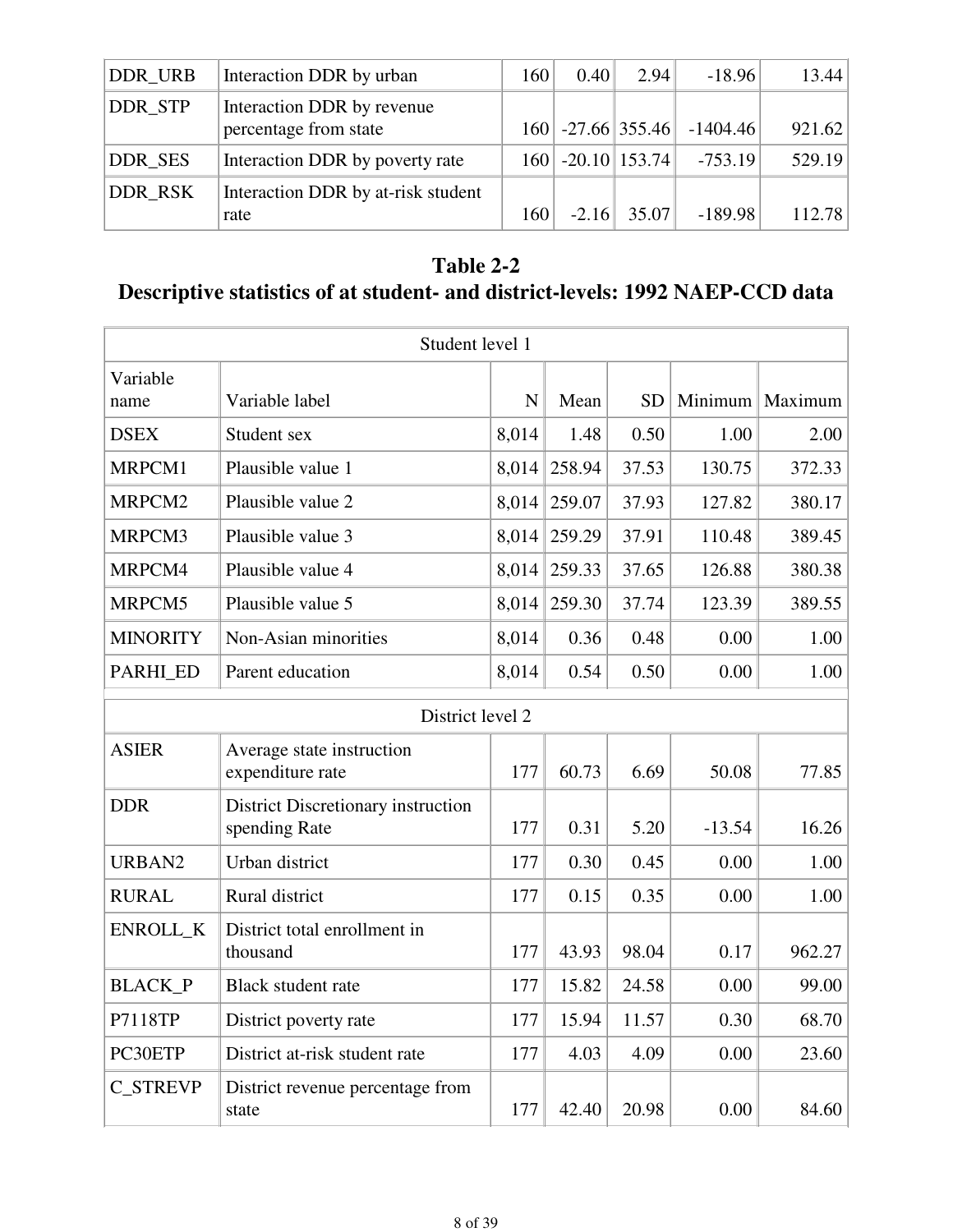| | | | | | | |
|---|---|---|---|---|---|---|
| DDR_URB | Interaction DDR by urban | 160 | 0.40 | 2.94 | -18.96 | 13.44 |
| DDR_STP | Interaction DDR by revenue percentage from state | 160 | -27.66 | 355.46 | -1404.46 | 921.62 |
| DDR_SES | Interaction DDR by poverty rate | 160 | -20.10 | 153.74 | -753.19 | 529.19 |
| DDR_RSK | Interaction DDR by at-risk student rate | 160 | -2.16 | 35.07 | -189.98 | 112.78 |

## Table 2-2
## Descriptive statistics of at student- and district-levels: 1992 NAEP-CCD data

| Student level 1 | | | | | | |
|---|---|---|---|---|---|---|
| Variable name | Variable label | N | Mean | SD | Minimum | Maximum |
| DSEX | Student sex | 8,014 | 1.48 | 0.50 | 1.00 | 2.00 |
| MRPCM1 | Plausible value 1 | 8,014 | 258.94 | 37.53 | 130.75 | 372.33 |
| MRPCM2 | Plausible value 2 | 8,014 | 259.07 | 37.93 | 127.82 | 380.17 |
| MRPCM3 | Plausible value 3 | 8,014 | 259.29 | 37.91 | 110.48 | 389.45 |
| MRPCM4 | Plausible value 4 | 8,014 | 259.33 | 37.65 | 126.88 | 380.38 |
| MRPCM5 | Plausible value 5 | 8,014 | 259.30 | 37.74 | 123.39 | 389.55 |
| MINORITY | Non-Asian minorities | 8,014 | 0.36 | 0.48 | 0.00 | 1.00 |
| PARHI_ED | Parent education | 8,014 | 0.54 | 0.50 | 0.00 | 1.00 |
| District level 2 | | | | | | |
| ASIER | Average state instruction expenditure rate | 177 | 60.73 | 6.69 | 50.08 | 77.85 |
| DDR | District Discretionary instruction spending Rate | 177 | 0.31 | 5.20 | -13.54 | 16.26 |
| URBAN2 | Urban district | 177 | 0.30 | 0.45 | 0.00 | 1.00 |
| RURAL | Rural district | 177 | 0.15 | 0.35 | 0.00 | 1.00 |
| ENROLL_K | District total enrollment in thousand | 177 | 43.93 | 98.04 | 0.17 | 962.27 |
| BLACK_P | Black student rate | 177 | 15.82 | 24.58 | 0.00 | 99.00 |
| P7118TP | District poverty rate | 177 | 15.94 | 11.57 | 0.30 | 68.70 |
| PC30ETP | District at-risk student rate | 177 | 4.03 | 4.09 | 0.00 | 23.60 |
| C_STREVP | District revenue percentage from state | 177 | 42.40 | 20.98 | 0.00 | 84.60 |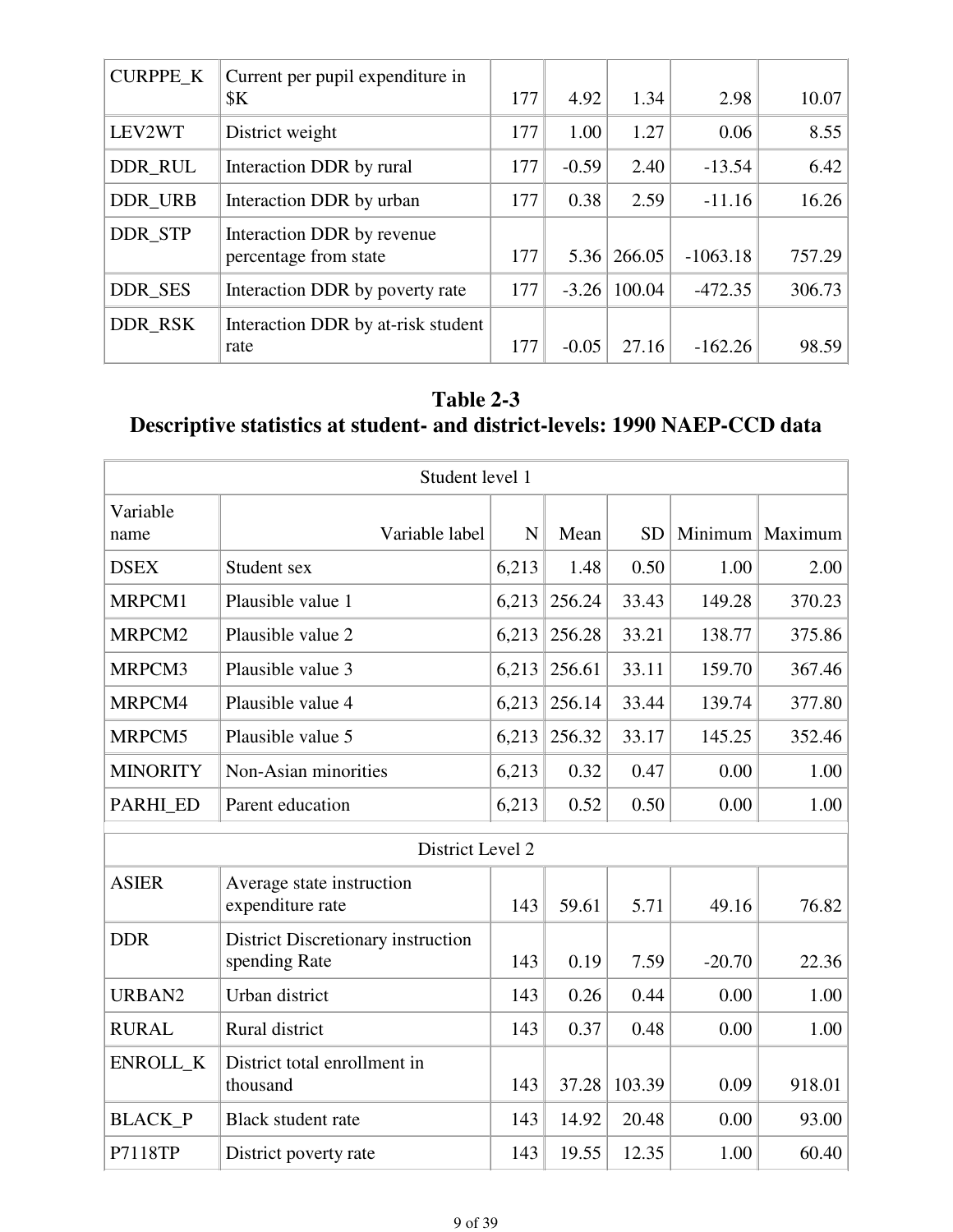| CURPPE_K | Current per pupil expenditure in $K | 177 | 4.92 | 1.34 | 2.98 | 10.07 |
|---|---|---|---|---|---|---|
| LEV2WT | District weight | 177 | 1.00 | 1.27 | 0.06 | 8.55 |
| DDR_RUL | Interaction DDR by rural | 177 | -0.59 | 2.40 | -13.54 | 6.42 |
| DDR_URB | Interaction DDR by urban | 177 | 0.38 | 2.59 | -11.16 | 16.26 |
| DDR_STP | Interaction DDR by revenue percentage from state | 177 | 5.36 | 266.05 | -1063.18 | 757.29 |
| DDR_SES | Interaction DDR by poverty rate | 177 | -3.26 | 100.04 | -472.35 | 306.73 |
| DDR_RSK | Interaction DDR by at-risk student rate | 177 | -0.05 | 27.16 | -162.26 | 98.59 |

## Table 2-3
## Descriptive statistics at student- and district-levels: 1990 NAEP-CCD data

| Student level 1 | | | | | | |
|---|---|---|---|---|---|---|
| Variable name | Variable label | N | Mean | SD | Minimum | Maximum |
| DSEX | Student sex | 6,213 | 1.48 | 0.50 | 1.00 | 2.00 |
| MRPCM1 | Plausible value 1 | 6,213 | 256.24 | 33.43 | 149.28 | 370.23 |
| MRPCM2 | Plausible value 2 | 6,213 | 256.28 | 33.21 | 138.77 | 375.86 |
| MRPCM3 | Plausible value 3 | 6,213 | 256.61 | 33.11 | 159.70 | 367.46 |
| MRPCM4 | Plausible value 4 | 6,213 | 256.14 | 33.44 | 139.74 | 377.80 |
| MRPCM5 | Plausible value 5 | 6,213 | 256.32 | 33.17 | 145.25 | 352.46 |
| MINORITY | Non-Asian minorities | 6,213 | 0.32 | 0.47 | 0.00 | 1.00 |
| PARHI_ED | Parent education | 6,213 | 0.52 | 0.50 | 0.00 | 1.00 |
| District Level 2 | | | | | | |
| ASIER | Average state instruction expenditure rate | 143 | 59.61 | 5.71 | 49.16 | 76.82 |
| DDR | District Discretionary instruction spending Rate | 143 | 0.19 | 7.59 | -20.70 | 22.36 |
| URBAN2 | Urban district | 143 | 0.26 | 0.44 | 0.00 | 1.00 |
| RURAL | Rural district | 143 | 0.37 | 0.48 | 0.00 | 1.00 |
| ENROLL_K | District total enrollment in thousand | 143 | 37.28 | 103.39 | 0.09 | 918.01 |
| BLACK_P | Black student rate | 143 | 14.92 | 20.48 | 0.00 | 93.00 |
| P7118TP | District poverty rate | 143 | 19.55 | 12.35 | 1.00 | 60.40 |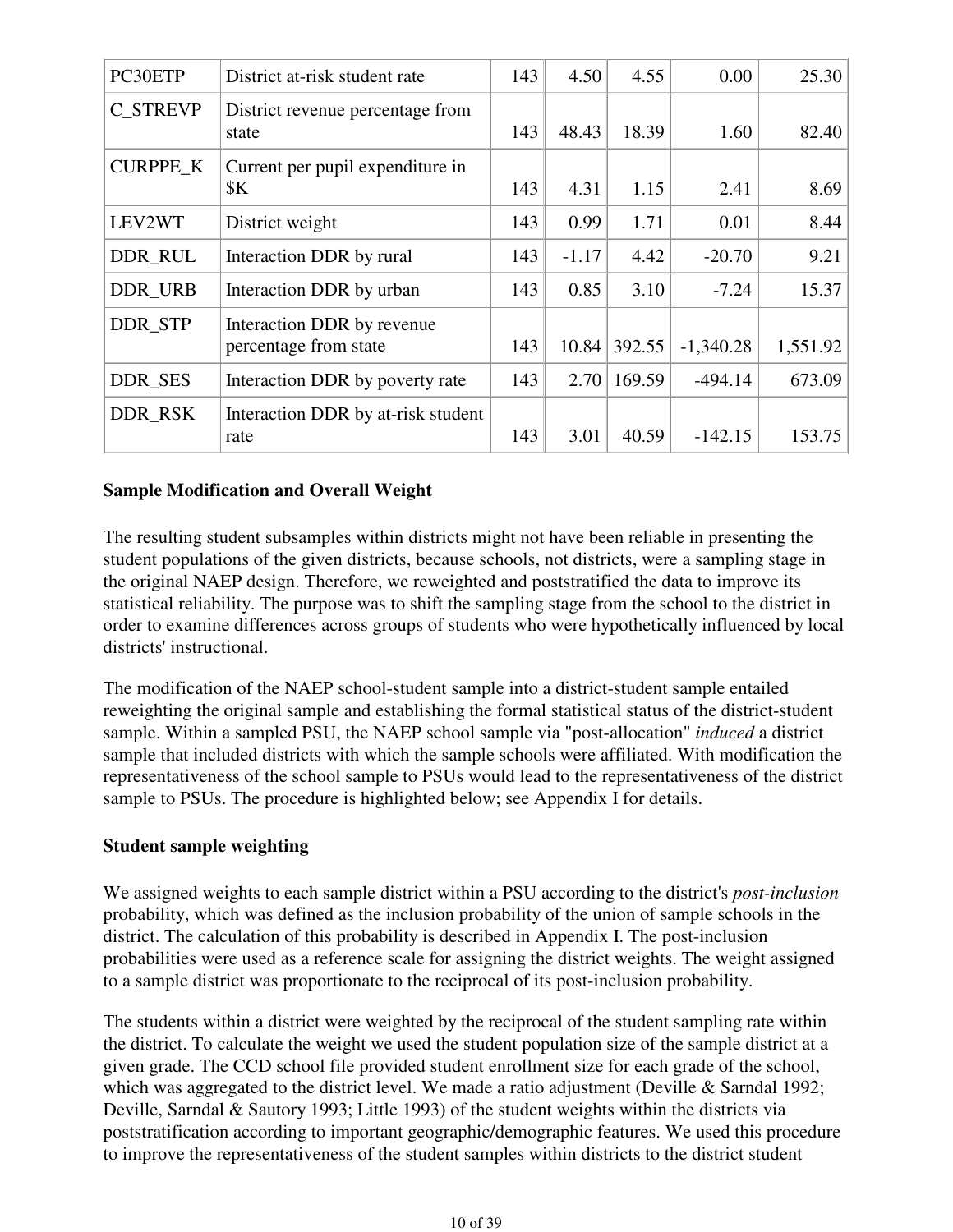| PC30ETP | District at-risk student rate | 143 | 4.50 | 4.55 | 0.00 | 25.30 |
|---|---|---|---|---|---|---|
| C_STREVP | District revenue percentage from state | 143 | 48.43 | 18.39 | 1.60 | 82.40 |
| CURPPE_K | Current per pupil expenditure in $K | 143 | 4.31 | 1.15 | 2.41 | 8.69 |
| LEV2WT | District weight | 143 | 0.99 | 1.71 | 0.01 | 8.44 |
| DDR_RUL | Interaction DDR by rural | 143 | -1.17 | 4.42 | -20.70 | 9.21 |
| DDR_URB | Interaction DDR by urban | 143 | 0.85 | 3.10 | -7.24 | 15.37 |
| DDR_STP | Interaction DDR by revenue percentage from state | 143 | 10.84 | 392.55 | -1,340.28 | 1,551.92 |
| DDR_SES | Interaction DDR by poverty rate | 143 | 2.70 | 169.59 | -494.14 | 673.09 |
| DDR_RSK | Interaction DDR by at-risk student rate | 143 | 3.01 | 40.59 | -142.15 | 153.75 |

**Sample Modification and Overall Weight**

The resulting student subsamples within districts might not have been reliable in presenting the student populations of the given districts, because schools, not districts, were a sampling stage in the original NAEP design. Therefore, we reweighted and poststratified the data to improve its statistical reliability. The purpose was to shift the sampling stage from the school to the district in order to examine differences across groups of students who were hypothetically influenced by local districts' instructional.

The modification of the NAEP school-student sample into a district-student sample entailed reweighting the original sample and establishing the formal statistical status of the district-student sample. Within a sampled PSU, the NAEP school sample via "post-allocation" *induced* a district sample that included districts with which the sample schools were affiliated. With modification the representativeness of the school sample to PSUs would lead to the representativeness of the district sample to PSUs. The procedure is highlighted below; see Appendix I for details.

**Student sample weighting**

We assigned weights to each sample district within a PSU according to the district's *post-inclusion* probability, which was defined as the inclusion probability of the union of sample schools in the district. The calculation of this probability is described in Appendix I. The post-inclusion probabilities were used as a reference scale for assigning the district weights. The weight assigned to a sample district was proportionate to the reciprocal of its post-inclusion probability.

The students within a district were weighted by the reciprocal of the student sampling rate within the district. To calculate the weight we used the student population size of the sample district at a given grade. The CCD school file provided student enrollment size for each grade of the school, which was aggregated to the district level. We made a ratio adjustment (Deville & Sarndal 1992; Deville, Sarndal & Sautory 1993; Little 1993) of the student weights within the districts via poststratification according to important geographic/demographic features. We used this procedure to improve the representativeness of the student samples within districts to the district student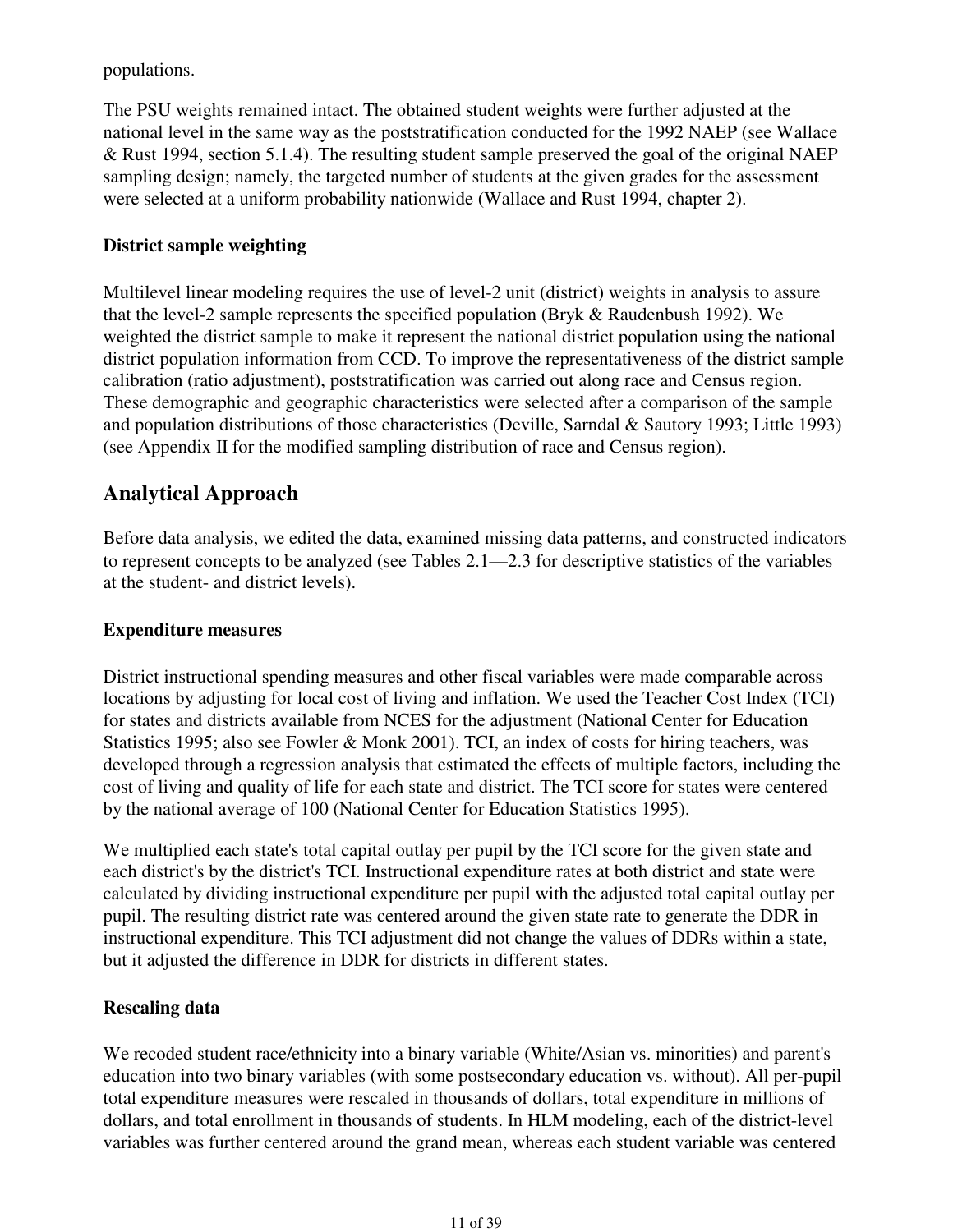populations.

The PSU weights remained intact. The obtained student weights were further adjusted at the national level in the same way as the poststratification conducted for the 1992 NAEP (see Wallace & Rust 1994, section 5.1.4). The resulting student sample preserved the goal of the original NAEP sampling design; namely, the targeted number of students at the given grades for the assessment were selected at a uniform probability nationwide (Wallace and Rust 1994, chapter 2).

**District sample weighting**

Multilevel linear modeling requires the use of level-2 unit (district) weights in analysis to assure that the level-2 sample represents the specified population (Bryk & Raudenbush 1992). We weighted the district sample to make it represent the national district population using the national district population information from CCD. To improve the representativeness of the district sample calibration (ratio adjustment), poststratification was carried out along race and Census region. These demographic and geographic characteristics were selected after a comparison of the sample and population distributions of those characteristics (Deville, Sarndal & Sautory 1993; Little 1993) (see Appendix II for the modified sampling distribution of race and Census region).

## Analytical Approach

Before data analysis, we edited the data, examined missing data patterns, and constructed indicators to represent concepts to be analyzed (see Tables 2.1—2.3 for descriptive statistics of the variables at the student- and district levels).

**Expenditure measures**

District instructional spending measures and other fiscal variables were made comparable across locations by adjusting for local cost of living and inflation. We used the Teacher Cost Index (TCI) for states and districts available from NCES for the adjustment (National Center for Education Statistics 1995; also see Fowler & Monk 2001). TCI, an index of costs for hiring teachers, was developed through a regression analysis that estimated the effects of multiple factors, including the cost of living and quality of life for each state and district. The TCI score for states were centered by the national average of 100 (National Center for Education Statistics 1995).

We multiplied each state's total capital outlay per pupil by the TCI score for the given state and each district's by the district's TCI. Instructional expenditure rates at both district and state were calculated by dividing instructional expenditure per pupil with the adjusted total capital outlay per pupil. The resulting district rate was centered around the given state rate to generate the DDR in instructional expenditure. This TCI adjustment did not change the values of DDRs within a state, but it adjusted the difference in DDR for districts in different states.

**Rescaling data**

We recoded student race/ethnicity into a binary variable (White/Asian vs. minorities) and parent's education into two binary variables (with some postsecondary education vs. without). All per-pupil total expenditure measures were rescaled in thousands of dollars, total expenditure in millions of dollars, and total enrollment in thousands of students. In HLM modeling, each of the district-level variables was further centered around the grand mean, whereas each student variable was centered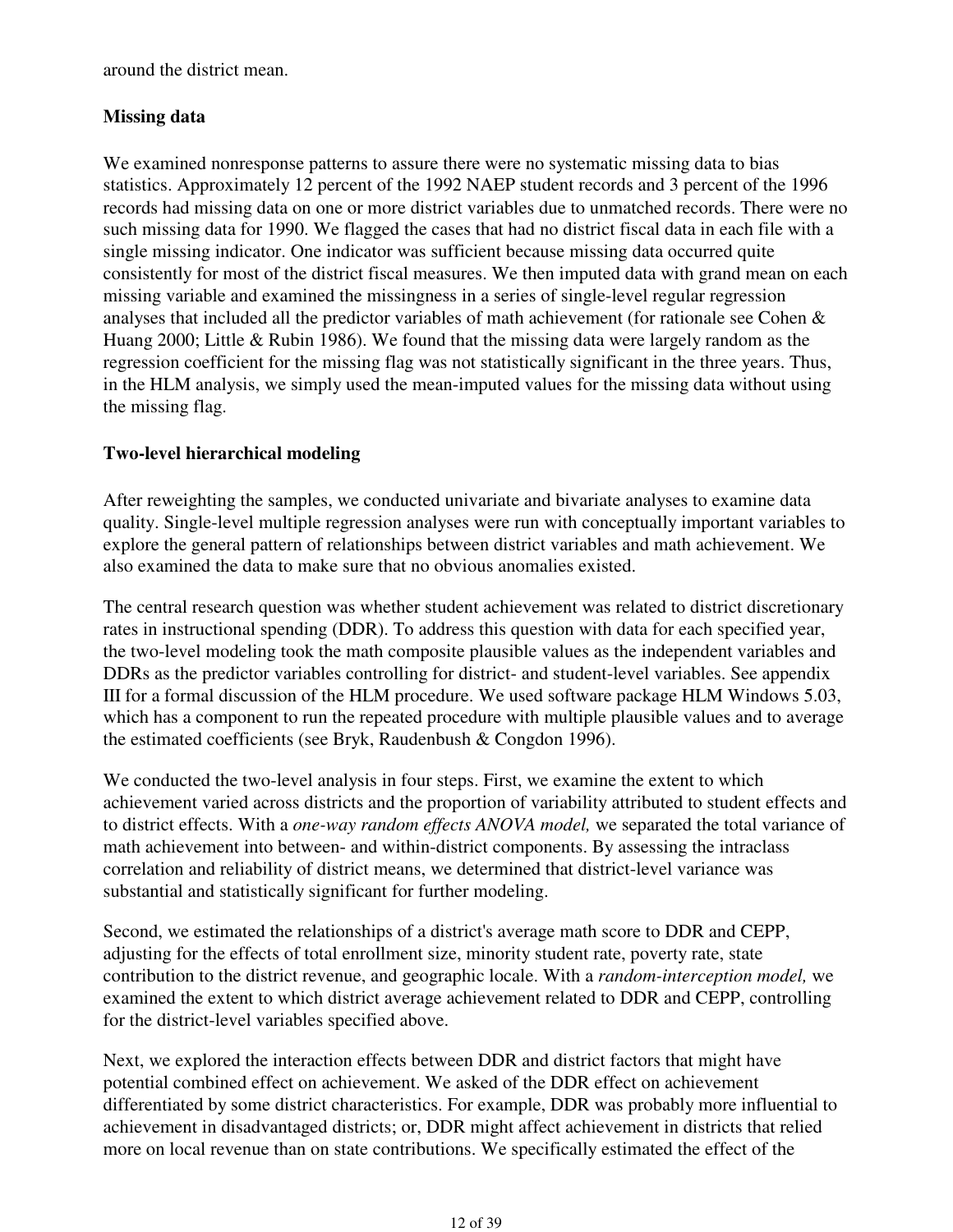around the district mean.

**Missing data**

We examined nonresponse patterns to assure there were no systematic missing data to bias statistics. Approximately 12 percent of the 1992 NAEP student records and 3 percent of the 1996 records had missing data on one or more district variables due to unmatched records. There were no such missing data for 1990. We flagged the cases that had no district fiscal data in each file with a single missing indicator. One indicator was sufficient because missing data occurred quite consistently for most of the district fiscal measures. We then imputed data with grand mean on each missing variable and examined the missingness in a series of single-level regular regression analyses that included all the predictor variables of math achievement (for rationale see Cohen & Huang 2000; Little & Rubin 1986). We found that the missing data were largely random as the regression coefficient for the missing flag was not statistically significant in the three years. Thus, in the HLM analysis, we simply used the mean-imputed values for the missing data without using the missing flag.

**Two-level hierarchical modeling**

After reweighting the samples, we conducted univariate and bivariate analyses to examine data quality. Single-level multiple regression analyses were run with conceptually important variables to explore the general pattern of relationships between district variables and math achievement. We also examined the data to make sure that no obvious anomalies existed.

The central research question was whether student achievement was related to district discretionary rates in instructional spending (DDR). To address this question with data for each specified year, the two-level modeling took the math composite plausible values as the independent variables and DDRs as the predictor variables controlling for district- and student-level variables. See appendix III for a formal discussion of the HLM procedure. We used software package HLM Windows 5.03, which has a component to run the repeated procedure with multiple plausible values and to average the estimated coefficients (see Bryk, Raudenbush & Congdon 1996).

We conducted the two-level analysis in four steps. First, we examine the extent to which achievement varied across districts and the proportion of variability attributed to student effects and to district effects. With a *one-way random effects ANOVA model,* we separated the total variance of math achievement into between- and within-district components. By assessing the intraclass correlation and reliability of district means, we determined that district-level variance was substantial and statistically significant for further modeling.

Second, we estimated the relationships of a district's average math score to DDR and CEPP, adjusting for the effects of total enrollment size, minority student rate, poverty rate, state contribution to the district revenue, and geographic locale. With a *random-interception model,* we examined the extent to which district average achievement related to DDR and CEPP, controlling for the district-level variables specified above.

Next, we explored the interaction effects between DDR and district factors that might have potential combined effect on achievement. We asked of the DDR effect on achievement differentiated by some district characteristics. For example, DDR was probably more influential to achievement in disadvantaged districts; or, DDR might affect achievement in districts that relied more on local revenue than on state contributions. We specifically estimated the effect of the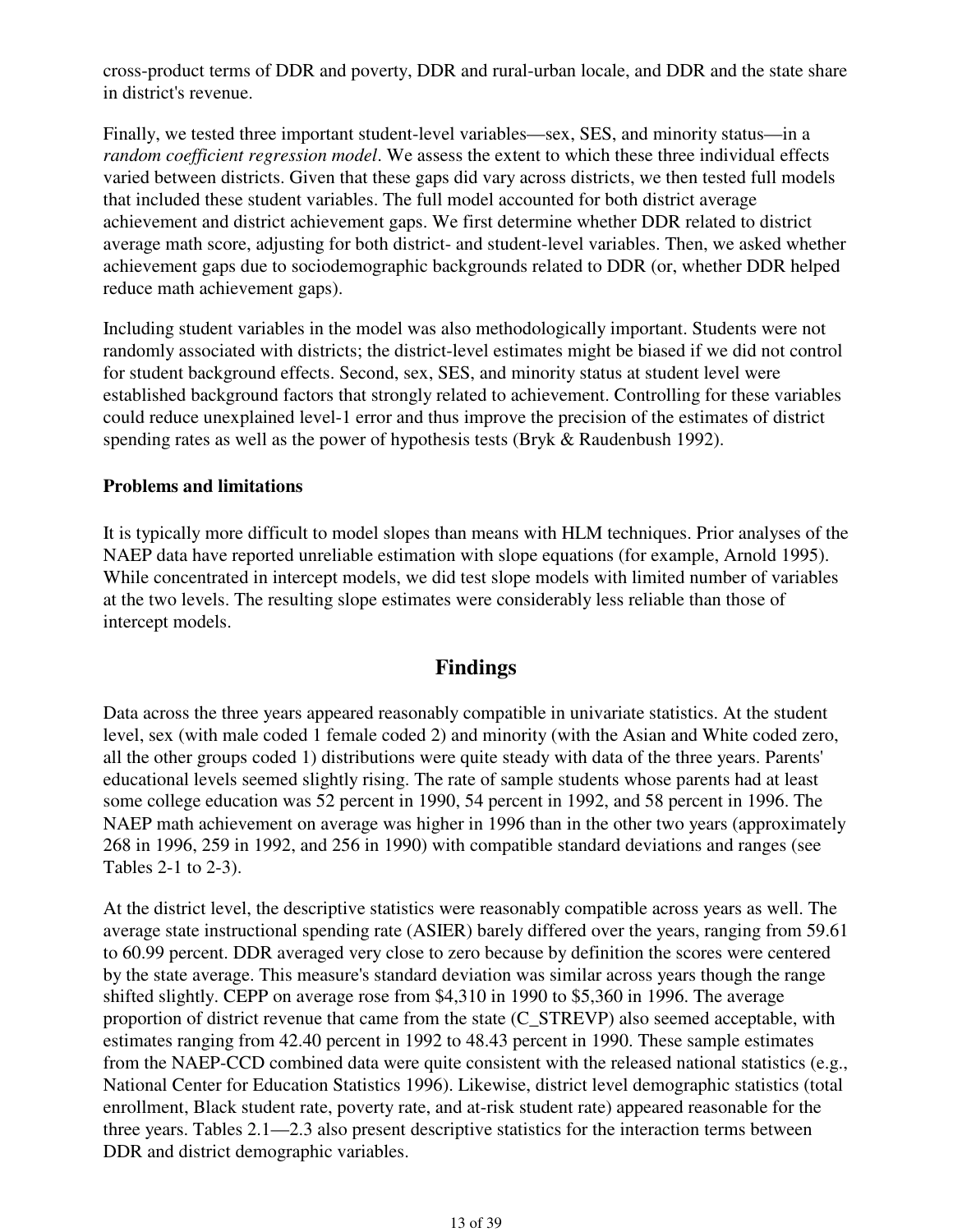cross-product terms of DDR and poverty, DDR and rural-urban locale, and DDR and the state share in district's revenue.

Finally, we tested three important student-level variables—sex, SES, and minority status—in a *random coefficient regression model*. We assess the extent to which these three individual effects varied between districts. Given that these gaps did vary across districts, we then tested full models that included these student variables. The full model accounted for both district average achievement and district achievement gaps. We first determine whether DDR related to district average math score, adjusting for both district- and student-level variables. Then, we asked whether achievement gaps due to sociodemographic backgrounds related to DDR (or, whether DDR helped reduce math achievement gaps).

Including student variables in the model was also methodologically important. Students were not randomly associated with districts; the district-level estimates might be biased if we did not control for student background effects. Second, sex, SES, and minority status at student level were established background factors that strongly related to achievement. Controlling for these variables could reduce unexplained level-1 error and thus improve the precision of the estimates of district spending rates as well as the power of hypothesis tests (Bryk & Raudenbush 1992).

**Problems and limitations**

It is typically more difficult to model slopes than means with HLM techniques. Prior analyses of the NAEP data have reported unreliable estimation with slope equations (for example, Arnold 1995). While concentrated in intercept models, we did test slope models with limited number of variables at the two levels. The resulting slope estimates were considerably less reliable than those of intercept models.

## Findings

Data across the three years appeared reasonably compatible in univariate statistics. At the student level, sex (with male coded 1 female coded 2) and minority (with the Asian and White coded zero, all the other groups coded 1) distributions were quite steady with data of the three years. Parents' educational levels seemed slightly rising. The rate of sample students whose parents had at least some college education was 52 percent in 1990, 54 percent in 1992, and 58 percent in 1996. The NAEP math achievement on average was higher in 1996 than in the other two years (approximately 268 in 1996, 259 in 1992, and 256 in 1990) with compatible standard deviations and ranges (see Tables 2-1 to 2-3).

At the district level, the descriptive statistics were reasonably compatible across years as well. The average state instructional spending rate (ASIER) barely differed over the years, ranging from 59.61 to 60.99 percent. DDR averaged very close to zero because by definition the scores were centered by the state average. This measure's standard deviation was similar across years though the range shifted slightly. CEPP on average rose from $4,310 in 1990 to $5,360 in 1996. The average proportion of district revenue that came from the state (C_STREVP) also seemed acceptable, with estimates ranging from 42.40 percent in 1992 to 48.43 percent in 1990. These sample estimates from the NAEP-CCD combined data were quite consistent with the released national statistics (e.g., National Center for Education Statistics 1996). Likewise, district level demographic statistics (total enrollment, Black student rate, poverty rate, and at-risk student rate) appeared reasonable for the three years. Tables 2.1—2.3 also present descriptive statistics for the interaction terms between DDR and district demographic variables.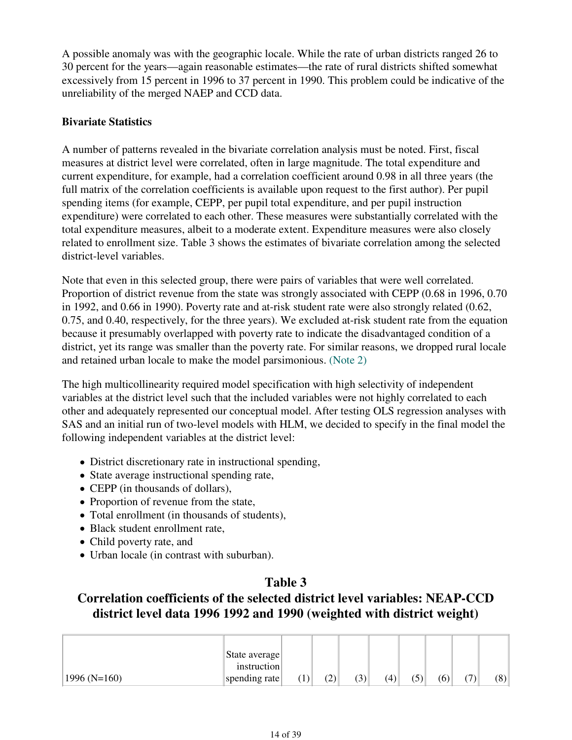A possible anomaly was with the geographic locale. While the rate of urban districts ranged 26 to 30 percent for the years—again reasonable estimates—the rate of rural districts shifted somewhat excessively from 15 percent in 1996 to 37 percent in 1990. This problem could be indicative of the unreliability of the merged NAEP and CCD data.

**Bivariate Statistics**

A number of patterns revealed in the bivariate correlation analysis must be noted. First, fiscal measures at district level were correlated, often in large magnitude. The total expenditure and current expenditure, for example, had a correlation coefficient around 0.98 in all three years (the full matrix of the correlation coefficients is available upon request to the first author). Per pupil spending items (for example, CEPP, per pupil total expenditure, and per pupil instruction expenditure) were correlated to each other. These measures were substantially correlated with the total expenditure measures, albeit to a moderate extent. Expenditure measures were also closely related to enrollment size. Table 3 shows the estimates of bivariate correlation among the selected district-level variables.

Note that even in this selected group, there were pairs of variables that were well correlated. Proportion of district revenue from the state was strongly associated with CEPP (0.68 in 1996, 0.70 in 1992, and 0.66 in 1990). Poverty rate and at-risk student rate were also strongly related (0.62, 0.75, and 0.40, respectively, for the three years). We excluded at-risk student rate from the equation because it presumably overlapped with poverty rate to indicate the disadvantaged condition of a district, yet its range was smaller than the poverty rate. For similar reasons, we dropped rural locale and retained urban locale to make the model parsimonious. (Note 2)

The high multicollinearity required model specification with high selectivity of independent variables at the district level such that the included variables were not highly correlated to each other and adequately represented our conceptual model. After testing OLS regression analyses with SAS and an initial run of two-level models with HLM, we decided to specify in the final model the following independent variables at the district level:

- District discretionary rate in instructional spending,
- State average instructional spending rate,
- CEPP (in thousands of dollars),
- Proportion of revenue from the state,
- Total enrollment (in thousands of students),
- Black student enrollment rate,
- Child poverty rate, and
- Urban locale (in contrast with suburban).

## Table 3
## Correlation coefficients of the selected district level variables: NEAP-CCD district level data 1996 1992 and 1990 (weighted with district weight)

| 1996 (N=160) | State average instruction spending rate | (1) | (2) | (3) | (4) | (5) | (6) | (7) | (8) |
|---|---|---|---|---|---|---|---|---|---|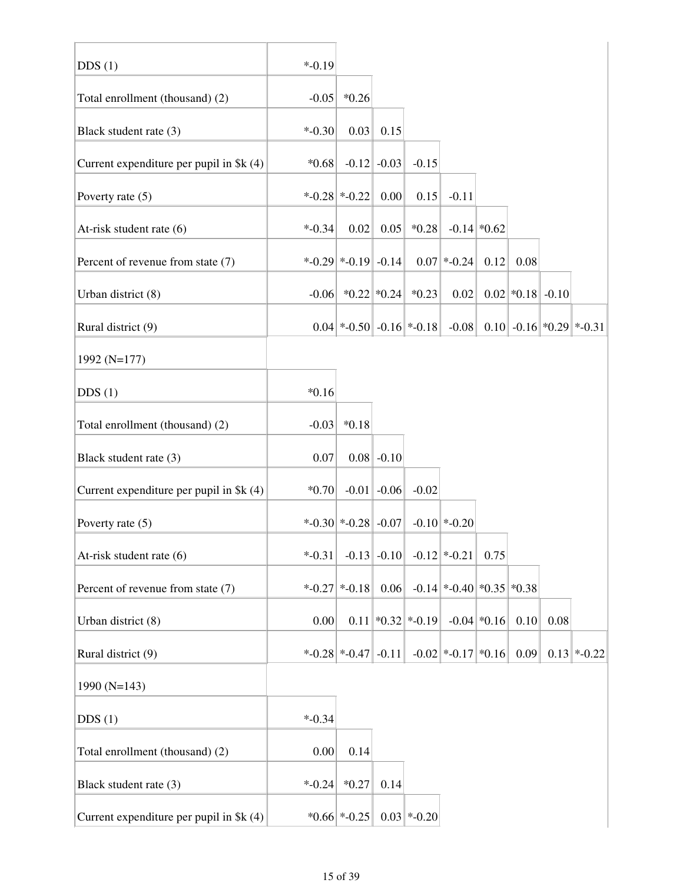| | | | | | | | | | |
|---|---|---|---|---|---|---|---|---|---|
| DDS (1) | *-0.19 | | | | | | | | |
| Total enrollment (thousand) (2) | -0.05 | *0.26 | | | | | | | |
| Black student rate (3) | *-0.30 | 0.03 | 0.15 | | | | | | |
| Current expenditure per pupil in $k (4) | *0.68 | -0.12 | -0.03 | -0.15 | | | | | |
| Poverty rate (5) | *-0.28 | *-0.22 | 0.00 | 0.15 | -0.11 | | | | |
| At-risk student rate (6) | *-0.34 | 0.02 | 0.05 | *0.28 | -0.14 | *0.62 | | | |
| Percent of revenue from state (7) | *-0.29 | *-0.19 | -0.14 | 0.07 | *-0.24 | 0.12 | 0.08 | | |
| Urban district (8) | -0.06 | *0.22 | *0.24 | *0.23 | 0.02 | 0.02 | *0.18 | -0.10 | |
| Rural district (9) | 0.04 | *-0.50 | -0.16 | *-0.18 | -0.08 | 0.10 | -0.16 | *0.29 | *-0.31 |
| 1992 (N=177) | | | | | | | | | |
| DDS (1) | *0.16 | | | | | | | | |
| Total enrollment (thousand) (2) | -0.03 | *0.18 | | | | | | | |
| Black student rate (3) | 0.07 | 0.08 | -0.10 | | | | | | |
| Current expenditure per pupil in $k (4) | *0.70 | -0.01 | -0.06 | -0.02 | | | | | |
| Poverty rate (5) | *-0.30 | *-0.28 | -0.07 | -0.10 | *-0.20 | | | | |
| At-risk student rate (6) | *-0.31 | -0.13 | -0.10 | -0.12 | *-0.21 | 0.75 | | | |
| Percent of revenue from state (7) | *-0.27 | *-0.18 | 0.06 | -0.14 | *-0.40 | *0.35 | *0.38 | | |
| Urban district (8) | 0.00 | 0.11 | *0.32 | *-0.19 | -0.04 | *0.16 | 0.10 | 0.08 | |
| Rural district (9) | *-0.28 | *-0.47 | -0.11 | -0.02 | *-0.17 | *0.16 | 0.09 | 0.13 | *-0.22 |
| 1990 (N=143) | | | | | | | | | |
| DDS (1) | *-0.34 | | | | | | | | |
| Total enrollment (thousand) (2) | 0.00 | 0.14 | | | | | | | |
| Black student rate (3) | *-0.24 | *0.27 | 0.14 | | | | | | |
| Current expenditure per pupil in $k (4) | *0.66 | *-0.25 | 0.03 | *-0.20 | | | | | |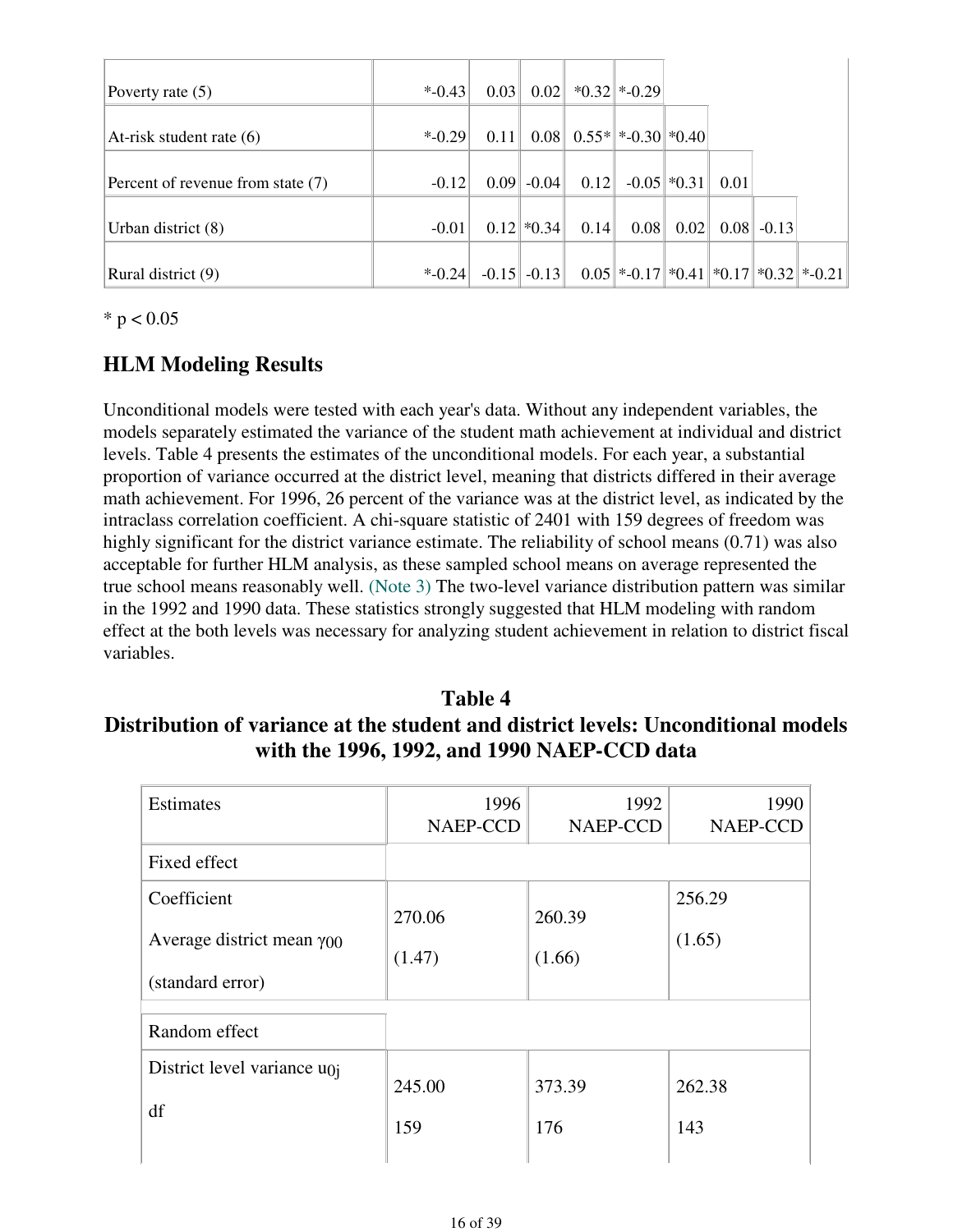| | | | | | | | | | |
|---|---|---|---|---|---|---|---|---|---|
| Poverty rate (5) | *-0.43 | 0.03 | 0.02 | *0.32 | *-0.29 | | | | |
| At-risk student rate (6) | *-0.29 | 0.11 | 0.08 | 0.55* | *-0.30 | *0.40 | | | |
| Percent of revenue from state (7) | -0.12 | 0.09 | -0.04 | 0.12 | -0.05 | *0.31 | 0.01 | | |
| Urban district (8) | -0.01 | 0.12 | *0.34 | 0.14 | 0.08 | 0.02 | 0.08 | -0.13 | |
| Rural district (9) | *-0.24 | -0.15 | -0.13 | 0.05 | *-0.17 | *0.41 | *0.17 | *0.32 | *-0.21 |

* $p < 0.05$

## HLM Modeling Results

Unconditional models were tested with each year's data. Without any independent variables, the models separately estimated the variance of the student math achievement at individual and district levels. Table 4 presents the estimates of the unconditional models. For each year, a substantial proportion of variance occurred at the district level, meaning that districts differed in their average math achievement. For 1996, 26 percent of the variance was at the district level, as indicated by the intraclass correlation coefficient. A chi-square statistic of 2401 with 159 degrees of freedom was highly significant for the district variance estimate. The reliability of school means (0.71) was also acceptable for further HLM analysis, as these sampled school means on average represented the true school means reasonably well. (Note 3) The two-level variance distribution pattern was similar in the 1992 and 1990 data. These statistics strongly suggested that HLM modeling with random effect at the both levels was necessary for analyzing student achievement in relation to district fiscal variables.

### Table 4
### Distribution of variance at the student and district levels: Unconditional models with the 1996, 1992, and 1990 NAEP-CCD data

| Estimates | 1996 NAEP-CCD | 1992 NAEP-CCD | 1990 NAEP-CCD |
|---|---|---|---|
| Fixed effect | | | |
| Coefficient<br>Average district mean $\gamma_{00}$<br>(standard error) | 270.06<br>(1.47) | 260.39<br>(1.66) | 256.29<br>(1.65) |
| Random effect | | | |
| District level variance $u_{0j}$<br>df | 245.00<br>159 | 373.39<br>176 | 262.38<br>143 |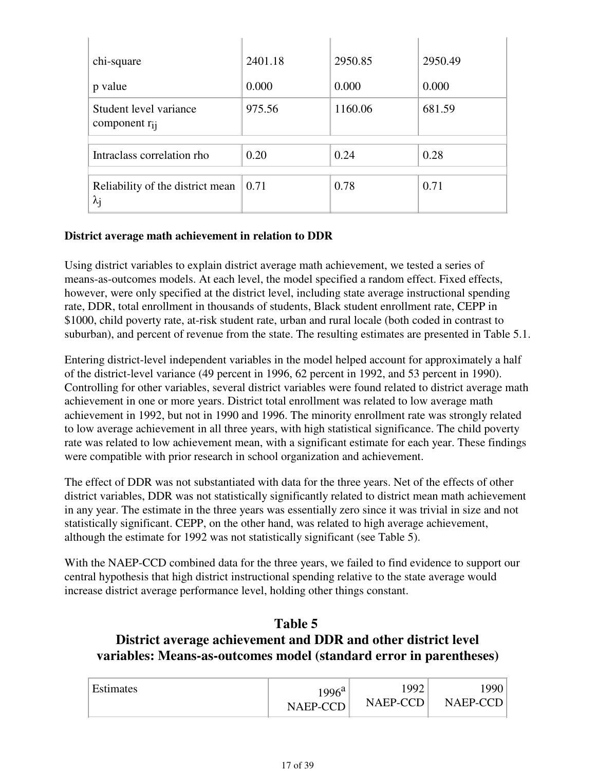| | | | |
|---|---|---|---|
| chi-square | 2401.18 | 2950.85 | 2950.49 |
| p value | 0.000 | 0.000 | 0.000 |
| Student level variance component $r_{ij}$ | 975.56 | 1160.06 | 681.59 |
| Intraclass correlation rho | 0.20 | 0.24 | 0.28 |
| Reliability of the district mean $\lambda_j$ | 0.71 | 0.78 | 0.71 |

**District average math achievement in relation to DDR**

Using district variables to explain district average math achievement, we tested a series of means-as-outcomes models. At each level, the model specified a random effect. Fixed effects, however, were only specified at the district level, including state average instructional spending rate, DDR, total enrollment in thousands of students, Black student enrollment rate, CEPP in $1000, child poverty rate, at-risk student rate, urban and rural locale (both coded in contrast to suburban), and percent of revenue from the state. The resulting estimates are presented in Table 5.1.

Entering district-level independent variables in the model helped account for approximately a half of the district-level variance (49 percent in 1996, 62 percent in 1992, and 53 percent in 1990). Controlling for other variables, several district variables were found related to district average math achievement in one or more years. District total enrollment was related to low average math achievement in 1992, but not in 1990 and 1996. The minority enrollment rate was strongly related to low average achievement in all three years, with high statistical significance. The child poverty rate was related to low achievement mean, with a significant estimate for each year. These findings were compatible with prior research in school organization and achievement.

The effect of DDR was not substantiated with data for the three years. Net of the effects of other district variables, DDR was not statistically significantly related to district mean math achievement in any year. The estimate in the three years was essentially zero since it was trivial in size and not statistically significant. CEPP, on the other hand, was related to high average achievement, although the estimate for 1992 was not statistically significant (see Table 5).

With the NAEP-CCD combined data for the three years, we failed to find evidence to support our central hypothesis that high district instructional spending relative to the state average would increase district average performance level, holding other things constant.

## Table 5
## District average achievement and DDR and other district level variables: Means-as-outcomes model (standard error in parentheses)

| Estimates | 1996[a] NAEP-CCD | 1992 NAEP-CCD | 1990 NAEP-CCD |
|---|---|---|---|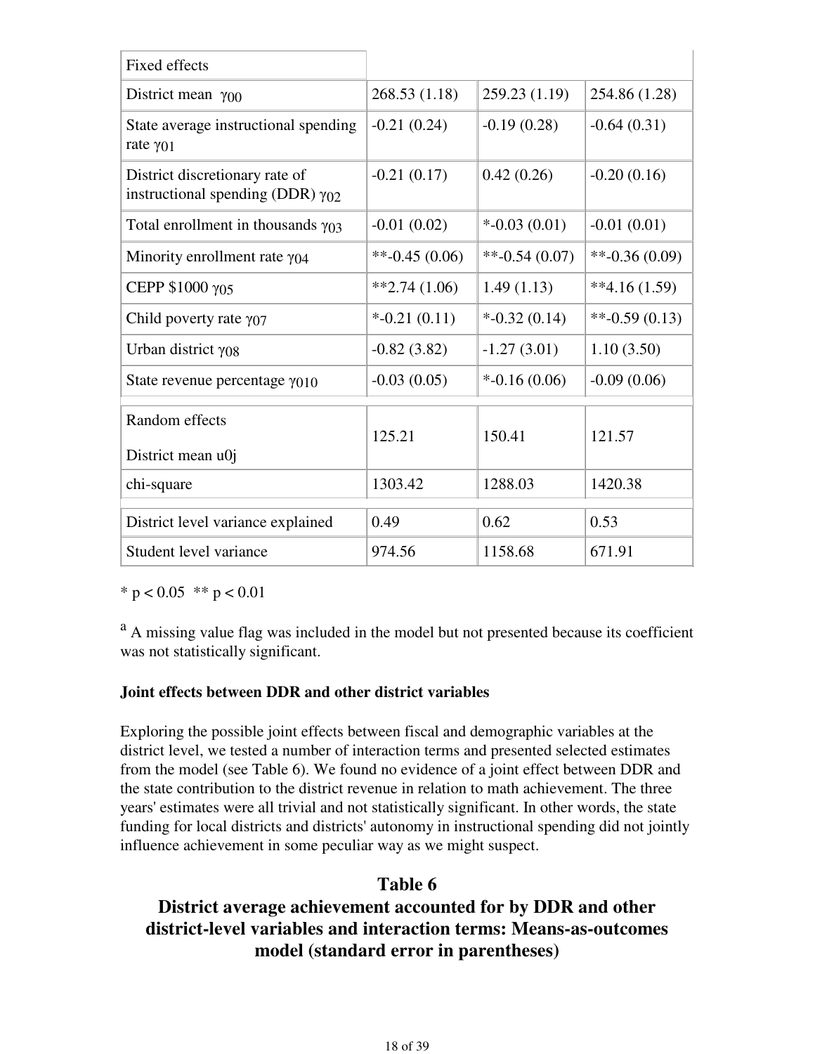| Fixed effects | | | |
|---|---|---|---|
| District mean $\gamma_{00}$ | 268.53 (1.18) | 259.23 (1.19) | 254.86 (1.28) |
| State average instructional spending rate $\gamma_{01}$ | -0.21 (0.24) | -0.19 (0.28) | -0.64 (0.31) |
| District discretionary rate of instructional spending (DDR) $\gamma_{02}$ | -0.21 (0.17) | 0.42 (0.26) | -0.20 (0.16) |
| Total enrollment in thousands $\gamma_{03}$ | -0.01 (0.02) | *-0.03 (0.01) | -0.01 (0.01) |
| Minority enrollment rate $\gamma_{04}$ | **-0.45 (0.06) | **-0.54 (0.07) | **-0.36 (0.09) |
| CEPP $1000 $\gamma_{05}$ | **2.74 (1.06) | 1.49 (1.13) | **4.16 (1.59) |
| Child poverty rate $\gamma_{07}$ | *-0.21 (0.11) | *-0.32 (0.14) | **-0.59 (0.13) |
| Urban district $\gamma_{08}$ | -0.82 (3.82) | -1.27 (3.01) | 1.10 (3.50) |
| State revenue percentage $\gamma_{010}$ | -0.03 (0.05) | *-0.16 (0.06) | -0.09 (0.06) |
| Random effects<br>District mean u0j | 125.21 | 150.41 | 121.57 |
| chi-square | 1303.42 | 1288.03 | 1420.38 |
| District level variance explained | 0.49 | 0.62 | 0.53 |
| Student level variance | 974.56 | 1158.68 | 671.91 |

* $p < 0.05$ ** $p < 0.01$

[a] A missing value flag was included in the model but not presented because its coefficient was not statistically significant.

**Joint effects between DDR and other district variables**

Exploring the possible joint effects between fiscal and demographic variables at the district level, we tested a number of interaction terms and presented selected estimates from the model (see Table 6). We found no evidence of a joint effect between DDR and the state contribution to the district revenue in relation to math achievement. The three years' estimates were all trivial and not statistically significant. In other words, the state funding for local districts and districts' autonomy in instructional spending did not jointly influence achievement in some peculiar way as we might suspect.

## Table 6
## District average achievement accounted for by DDR and other district-level variables and interaction terms: Means-as-outcomes model (standard error in parentheses)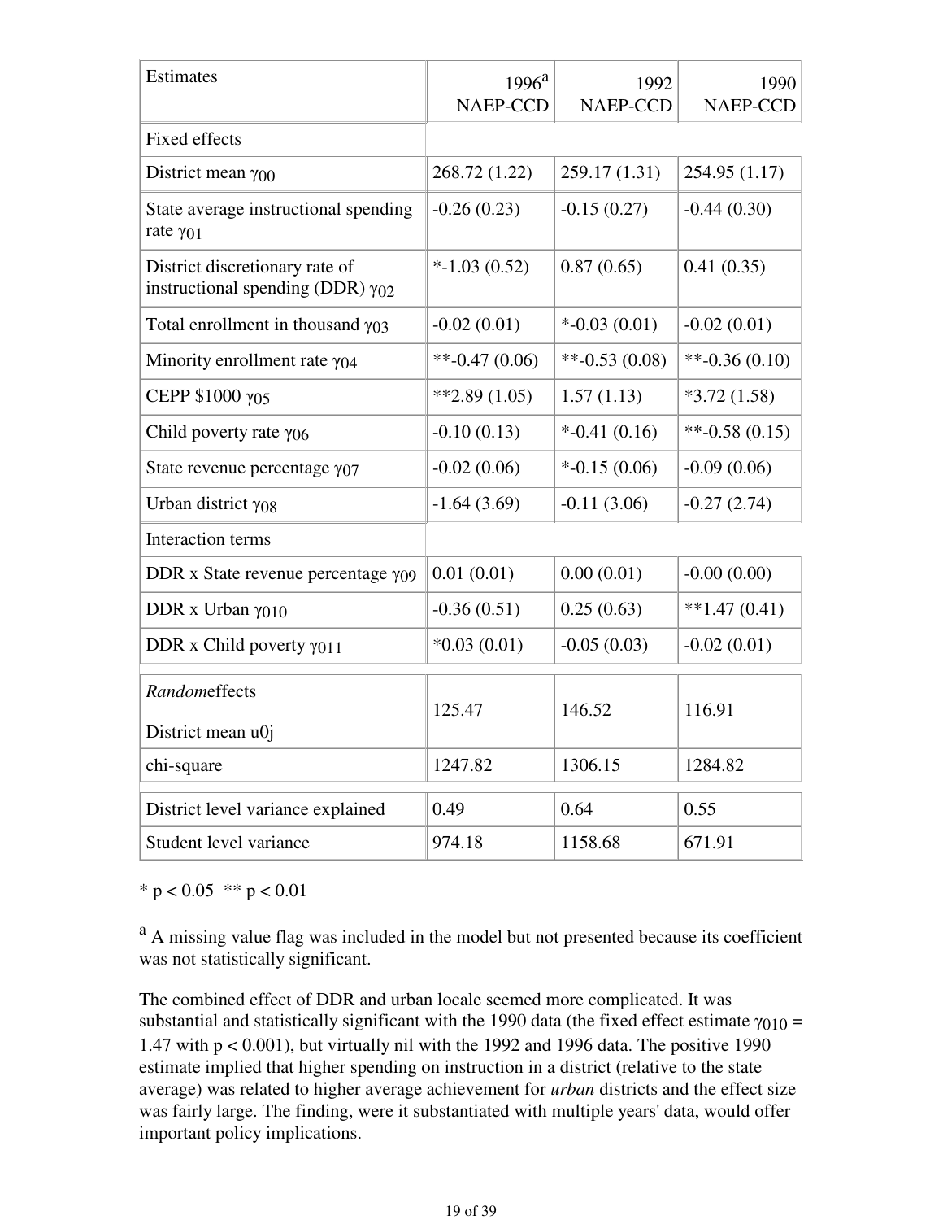| Estimates | 1996[a] NAEP-CCD | 1992 NAEP-CCD | 1990 NAEP-CCD |
|---|---|---|---|
| Fixed effects | | | |
| District mean $\gamma_{00}$ | 268.72 (1.22) | 259.17 (1.31) | 254.95 (1.17) |
| State average instructional spending rate $\gamma_{01}$ | -0.26 (0.23) | -0.15 (0.27) | -0.44 (0.30) |
| District discretionary rate of instructional spending (DDR) $\gamma_{02}$ | *-1.03 (0.52) | 0.87 (0.65) | 0.41 (0.35) |
| Total enrollment in thousand $\gamma_{03}$ | -0.02 (0.01) | *-0.03 (0.01) | -0.02 (0.01) |
| Minority enrollment rate $\gamma_{04}$ | **-0.47 (0.06) | **-0.53 (0.08) | **-0.36 (0.10) |
| CEPP $1000 $\gamma_{05}$ | **2.89 (1.05) | 1.57 (1.13) | *3.72 (1.58) |
| Child poverty rate $\gamma_{06}$ | -0.10 (0.13) | *-0.41 (0.16) | **-0.58 (0.15) |
| State revenue percentage $\gamma_{07}$ | -0.02 (0.06) | *-0.15 (0.06) | -0.09 (0.06) |
| Urban district $\gamma_{08}$ | -1.64 (3.69) | -0.11 (3.06) | -0.27 (2.74) |
| Interaction terms | | | |
| DDR x State revenue percentage $\gamma_{09}$ | 0.01 (0.01) | 0.00 (0.01) | -0.00 (0.00) |
| DDR x Urban $\gamma_{010}$ | -0.36 (0.51) | 0.25 (0.63) | **1.47 (0.41) |
| DDR x Child poverty $\gamma_{011}$ | *0.03 (0.01) | -0.05 (0.03) | -0.02 (0.01) |
| *Random* effects<br>District mean u0j | 125.47 | 146.52 | 116.91 |
| chi-square | 1247.82 | 1306.15 | 1284.82 |
| District level variance explained | 0.49 | 0.64 | 0.55 |
| Student level variance | 974.18 | 1158.68 | 671.91 |

* $p < 0.05$ ** $p < 0.01$

[a] A missing value flag was included in the model but not presented because its coefficient was not statistically significant.

The combined effect of DDR and urban locale seemed more complicated. It was substantial and statistically significant with the 1990 data (the fixed effect estimate $\gamma_{010} = 1.47$ with $p < 0.001$), but virtually nil with the 1992 and 1996 data. The positive 1990 estimate implied that higher spending on instruction in a district (relative to the state average) was related to higher average achievement for *urban* districts and the effect size was fairly large. The finding, were it substantiated with multiple years' data, would offer important policy implications.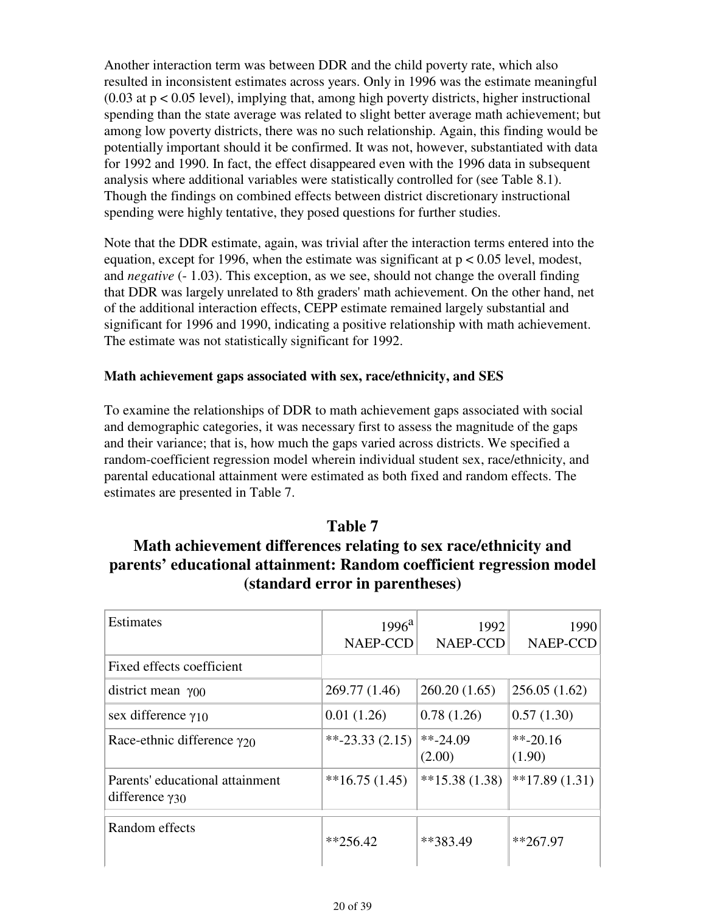Another interaction term was between DDR and the child poverty rate, which also resulted in inconsistent estimates across years. Only in 1996 was the estimate meaningful (0.03 at $p < 0.05$ level), implying that, among high poverty districts, higher instructional spending than the state average was related to slight better average math achievement; but among low poverty districts, there was no such relationship. Again, this finding would be potentially important should it be confirmed. It was not, however, substantiated with data for 1992 and 1990. In fact, the effect disappeared even with the 1996 data in subsequent analysis where additional variables were statistically controlled for (see Table 8.1). Though the findings on combined effects between district discretionary instructional spending were highly tentative, they posed questions for further studies.

Note that the DDR estimate, again, was trivial after the interaction terms entered into the equation, except for 1996, when the estimate was significant at $p < 0.05$ level, modest, and *negative* (- 1.03). This exception, as we see, should not change the overall finding that DDR was largely unrelated to 8th graders' math achievement. On the other hand, net of the additional interaction effects, CEPP estimate remained largely substantial and significant for 1996 and 1990, indicating a positive relationship with math achievement. The estimate was not statistically significant for 1992.

**Math achievement gaps associated with sex, race/ethnicity, and SES**

To examine the relationships of DDR to math achievement gaps associated with social and demographic categories, it was necessary first to assess the magnitude of the gaps and their variance; that is, how much the gaps varied across districts. We specified a random-coefficient regression model wherein individual student sex, race/ethnicity, and parental educational attainment were estimated as both fixed and random effects. The estimates are presented in Table 7.

## Table 7
## Math achievement differences relating to sex race/ethnicity and parents' educational attainment: Random coefficient regression model (standard error in parentheses)

| Estimates | 1996[a] NAEP-CCD | 1992 NAEP-CCD | 1990 NAEP-CCD |
|---|---|---|---|
| Fixed effects coefficient | | | |
| district mean $\gamma_{00}$ | 269.77 (1.46) | 260.20 (1.65) | 256.05 (1.62) |
| sex difference $\gamma_{10}$ | 0.01 (1.26) | 0.78 (1.26) | 0.57 (1.30) |
| Race-ethnic difference $\gamma_{20}$ | **-23.33 (2.15) | **-24.09 (2.00) | **-20.16 (1.90) |
| Parents' educational attainment difference $\gamma_{30}$ | **16.75 (1.45) | **15.38 (1.38) | **17.89 (1.31) |
| Random effects | **256.42 | **383.49 | **267.97 |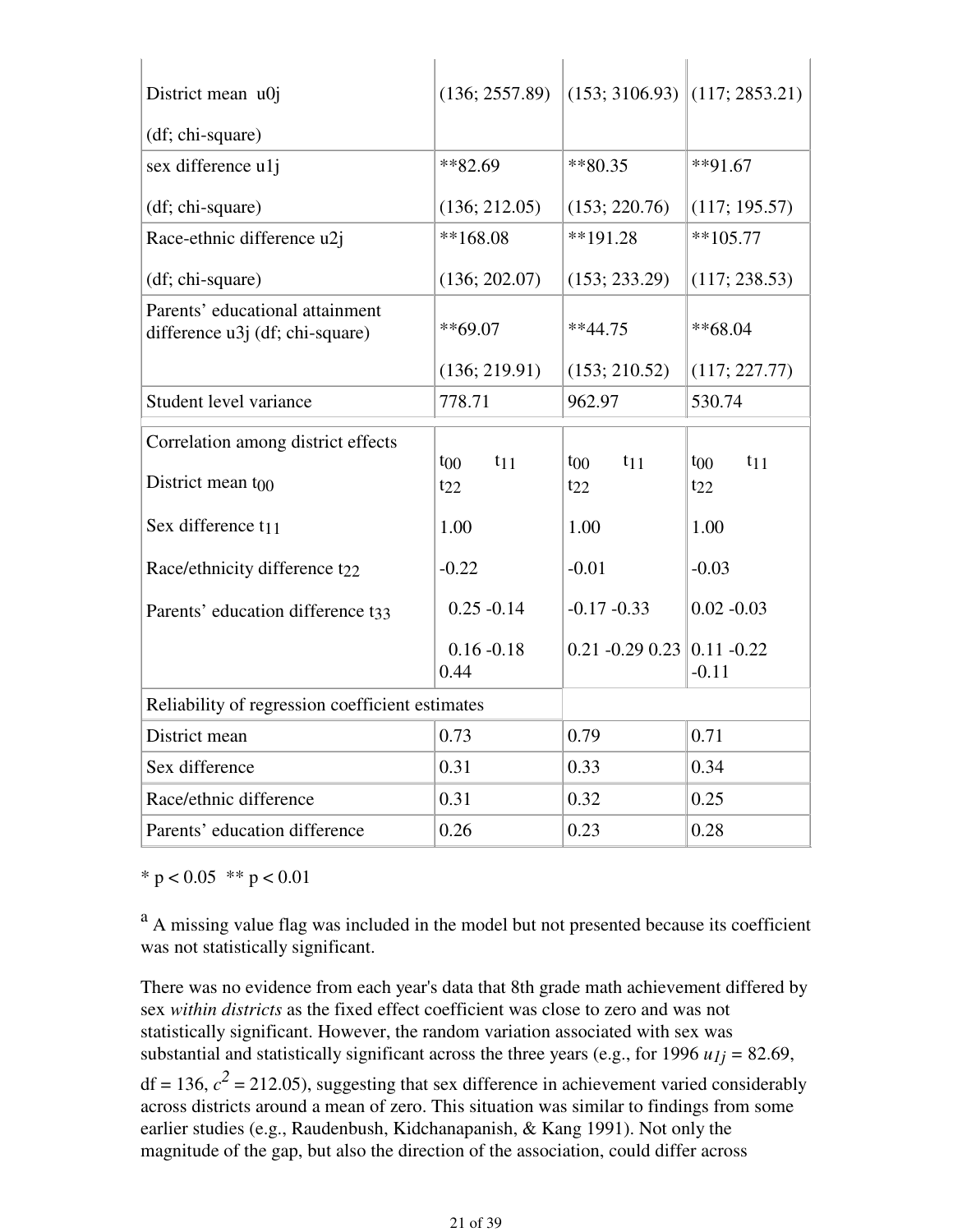| | | | |
|---|---|---|---|
| District mean u0j (df; chi-square) | (136; 2557.89) | (153; 3106.93) | (117; 2853.21) |
| sex difference u1j (df; chi-square) | **82.69 (136; 212.05) | **80.35 (153; 220.76) | **91.67 (117; 195.57) |
| Race-ethnic difference u2j (df; chi-square) | **168.08 (136; 202.07) | **191.28 (153; 233.29) | **105.77 (117; 238.53) |
| Parents' educational attainment difference u3j (df; chi-square) | **69.07 (136; 219.91) | **44.75 (153; 210.52) | **68.04 (117; 227.77) |
| Student level variance | 778.71 | 962.97 | 530.74 |
| Correlation among district effects | $t_{00}$ $t_{11}$ $t_{22}$ | $t_{00}$ $t_{11}$ $t_{22}$ | $t_{00}$ $t_{11}$ $t_{22}$ |
| District mean $t_{00}$ | | | |
| Sex difference $t_{11}$ | 1.00 | 1.00 | 1.00 |
| Race/ethnicity difference $t_{22}$ | -0.22 | -0.01 | -0.03 |
| Parents' education difference $t_{33}$ | 0.25 -0.14 | -0.17 -0.33 | 0.02 -0.03 |
| | 0.16 -0.18 0.44 | 0.21 -0.29 0.23 | 0.11 -0.22 -0.11 |
| Reliability of regression coefficient estimates | | | |
| District mean | 0.73 | 0.79 | 0.71 |
| Sex difference | 0.31 | 0.33 | 0.34 |
| Race/ethnic difference | 0.31 | 0.32 | 0.25 |
| Parents' education difference | 0.26 | 0.23 | 0.28 |

* $p < 0.05$ ** $p < 0.01$

[a] A missing value flag was included in the model but not presented because its coefficient was not statistically significant.

There was no evidence from each year's data that 8th grade math achievement differed by sex *within districts* as the fixed effect coefficient was close to zero and was not statistically significant. However, the random variation associated with sex was substantial and statistically significant across the three years (e.g., for 1996 $u_{1j}$ = 82.69, df = 136, $c^2$ = 212.05), suggesting that sex difference in achievement varied considerably across districts around a mean of zero. This situation was similar to findings from some earlier studies (e.g., Raudenbush, Kidchanapanish, & Kang 1991). Not only the magnitude of the gap, but also the direction of the association, could differ across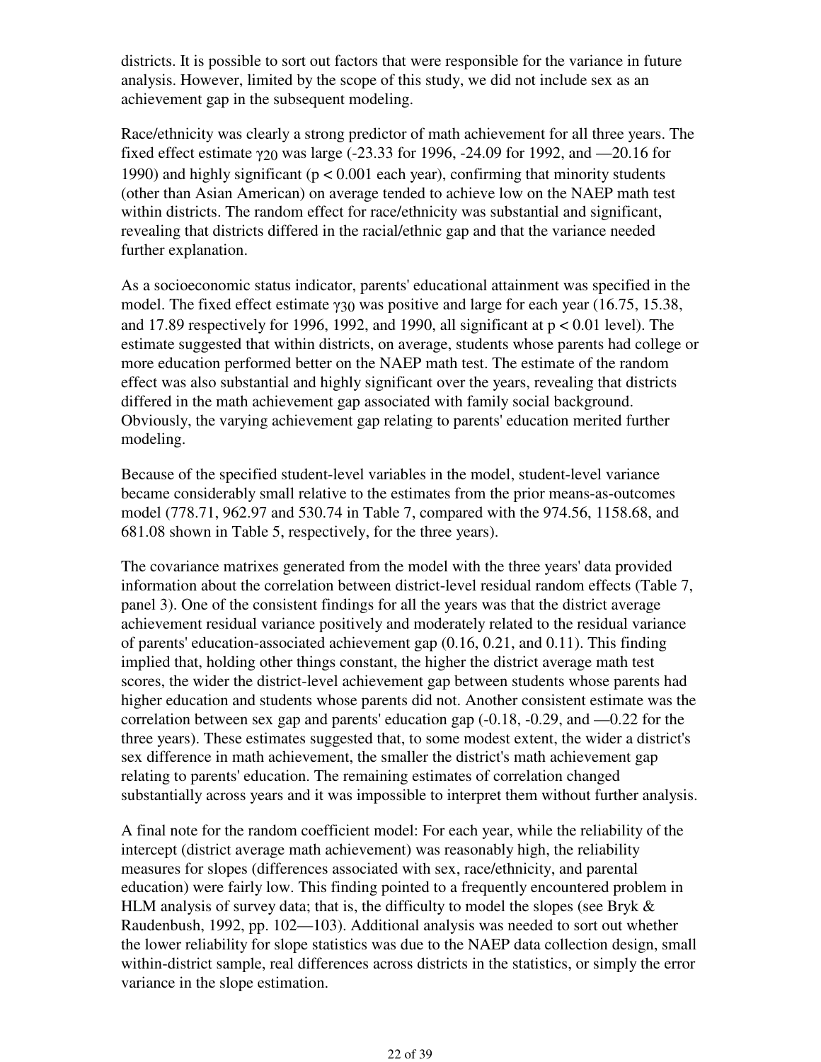districts. It is possible to sort out factors that were responsible for the variance in future analysis. However, limited by the scope of this study, we did not include sex as an achievement gap in the subsequent modeling.

Race/ethnicity was clearly a strong predictor of math achievement for all three years. The fixed effect estimate $\gamma_{20}$ was large (-23.33 for 1996, -24.09 for 1992, and —20.16 for 1990) and highly significant ($p < 0.001$ each year), confirming that minority students (other than Asian American) on average tended to achieve low on the NAEP math test within districts. The random effect for race/ethnicity was substantial and significant, revealing that districts differed in the racial/ethnic gap and that the variance needed further explanation.

As a socioeconomic status indicator, parents' educational attainment was specified in the model. The fixed effect estimate $\gamma_{30}$ was positive and large for each year (16.75, 15.38, and 17.89 respectively for 1996, 1992, and 1990, all significant at $p < 0.01$ level). The estimate suggested that within districts, on average, students whose parents had college or more education performed better on the NAEP math test. The estimate of the random effect was also substantial and highly significant over the years, revealing that districts differed in the math achievement gap associated with family social background. Obviously, the varying achievement gap relating to parents' education merited further modeling.

Because of the specified student-level variables in the model, student-level variance became considerably small relative to the estimates from the prior means-as-outcomes model (778.71, 962.97 and 530.74 in Table 7, compared with the 974.56, 1158.68, and 681.08 shown in Table 5, respectively, for the three years).

The covariance matrixes generated from the model with the three years' data provided information about the correlation between district-level residual random effects (Table 7, panel 3). One of the consistent findings for all the years was that the district average achievement residual variance positively and moderately related to the residual variance of parents' education-associated achievement gap (0.16, 0.21, and 0.11). This finding implied that, holding other things constant, the higher the district average math test scores, the wider the district-level achievement gap between students whose parents had higher education and students whose parents did not. Another consistent estimate was the correlation between sex gap and parents' education gap (-0.18, -0.29, and —0.22 for the three years). These estimates suggested that, to some modest extent, the wider a district's sex difference in math achievement, the smaller the district's math achievement gap relating to parents' education. The remaining estimates of correlation changed substantially across years and it was impossible to interpret them without further analysis.

A final note for the random coefficient model: For each year, while the reliability of the intercept (district average math achievement) was reasonably high, the reliability measures for slopes (differences associated with sex, race/ethnicity, and parental education) were fairly low. This finding pointed to a frequently encountered problem in HLM analysis of survey data; that is, the difficulty to model the slopes (see Bryk & Raudenbush, 1992, pp. 102—103). Additional analysis was needed to sort out whether the lower reliability for slope statistics was due to the NAEP data collection design, small within-district sample, real differences across districts in the statistics, or simply the error variance in the slope estimation.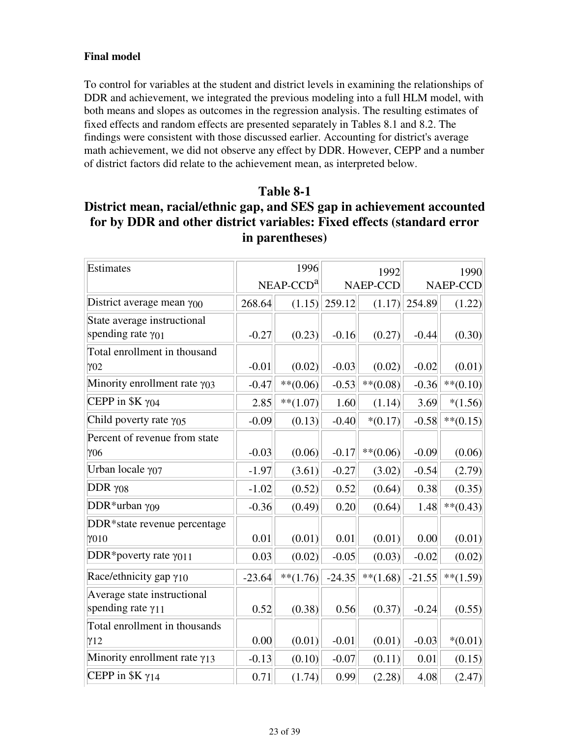**Final model**

To control for variables at the student and district levels in examining the relationships of DDR and achievement, we integrated the previous modeling into a full HLM model, with both means and slopes as outcomes in the regression analysis. The resulting estimates of fixed effects and random effects are presented separately in Tables 8.1 and 8.2. The findings were consistent with those discussed earlier. Accounting for district's average math achievement, we did not observe any effect by DDR. However, CEPP and a number of district factors did relate to the achievement mean, as interpreted below.

## Table 8-1
## District mean, racial/ethnic gap, and SES gap in achievement accounted for by DDR and other district variables: Fixed effects (standard error in parentheses)

| Estimates | 1996 NEAP-CCD[a] | | 1992 NAEP-CCD | | 1990 NAEP-CCD | |
|---|---|---|---|---|---|---|
| District average mean $\gamma_{00}$ | 268.64 | (1.15) | 259.12 | (1.17) | 254.89 | (1.22) |
| State average instructional spending rate $\gamma_{01}$ | -0.27 | (0.23) | -0.16 | (0.27) | -0.44 | (0.30) |
| Total enrollment in thousand $\gamma_{02}$ | -0.01 | (0.02) | -0.03 | (0.02) | -0.02 | (0.01) |
| Minority enrollment rate $\gamma_{03}$ | -0.47 | **(0.06) | -0.53 | **(0.08) | -0.36 | **(0.10) |
| CEPP in $K $\gamma_{04}$ | 2.85 | **(1.07) | 1.60 | (1.14) | 3.69 | *(1.56) |
| Child poverty rate $\gamma_{05}$ | -0.09 | (0.13) | -0.40 | *(0.17) | -0.58 | **(0.15) |
| Percent of revenue from state $\gamma_{06}$ | -0.03 | (0.06) | -0.17 | **(0.06) | -0.09 | (0.06) |
| Urban locale $\gamma_{07}$ | -1.97 | (3.61) | -0.27 | (3.02) | -0.54 | (2.79) |
| DDR $\gamma_{08}$ | -1.02 | (0.52) | 0.52 | (0.64) | 0.38 | (0.35) |
| DDR*urban $\gamma_{09}$ | -0.36 | (0.49) | 0.20 | (0.64) | 1.48 | **(0.43) |
| DDR*state revenue percentage $\gamma_{010}$ | 0.01 | (0.01) | 0.01 | (0.01) | 0.00 | (0.01) |
| DDR*poverty rate $\gamma_{011}$ | 0.03 | (0.02) | -0.05 | (0.03) | -0.02 | (0.02) |
| Race/ethnicity gap $\gamma_{10}$ | -23.64 | **(1.76) | -24.35 | **(1.68) | -21.55 | **(1.59) |
| Average state instructional spending rate $\gamma_{11}$ | 0.52 | (0.38) | 0.56 | (0.37) | -0.24 | (0.55) |
| Total enrollment in thousands $\gamma_{12}$ | 0.00 | (0.01) | -0.01 | (0.01) | -0.03 | *(0.01) |
| Minority enrollment rate $\gamma_{13}$ | -0.13 | (0.10) | -0.07 | (0.11) | 0.01 | (0.15) |
| CEPP in $K $\gamma_{14}$ | 0.71 | (1.74) | 0.99 | (2.28) | 4.08 | (2.47) |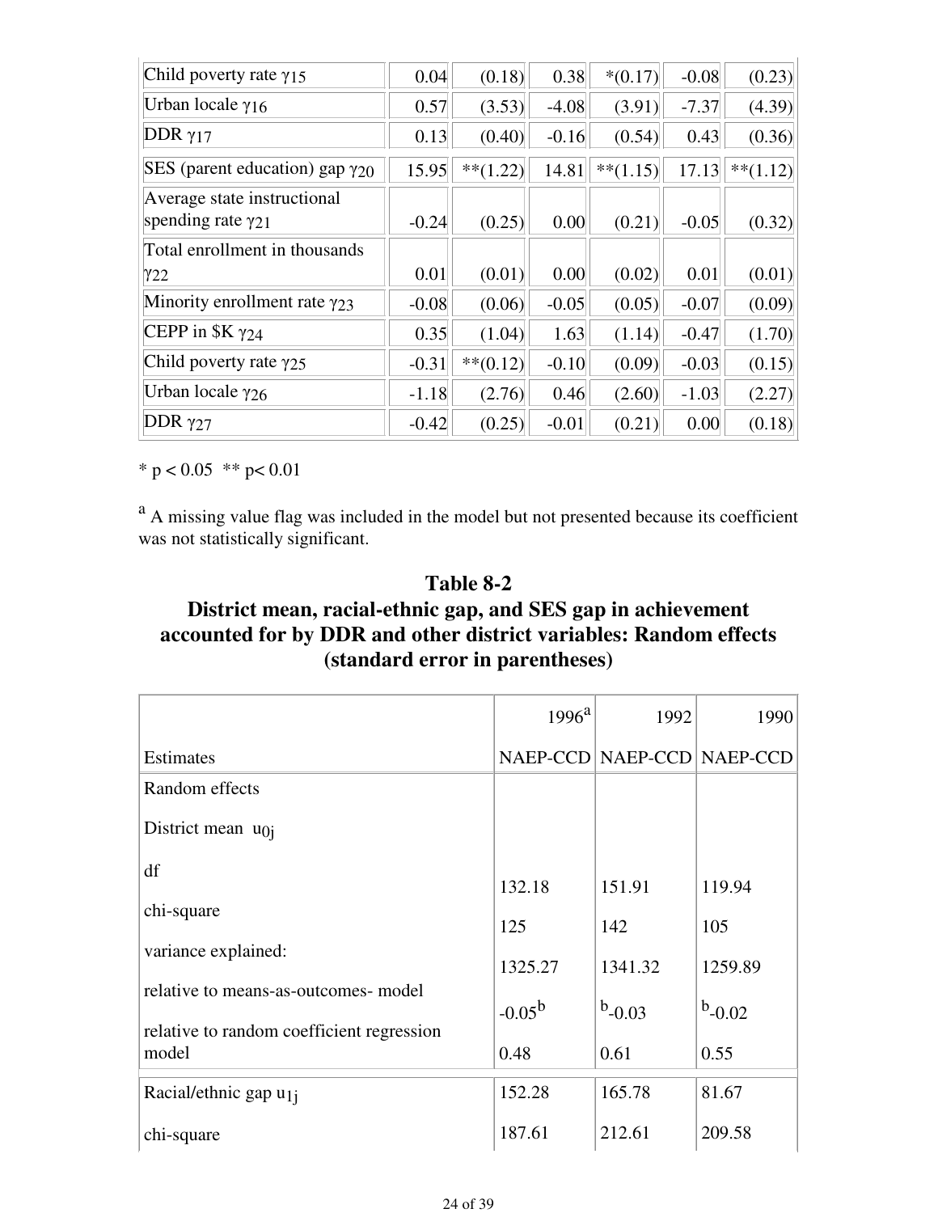| | | | | | | |
|---|---|---|---|---|---|---|
| Child poverty rate $\gamma_{15}$ | 0.04 | (0.18) | 0.38 | *(0.17) | -0.08 | (0.23) |
| Urban locale $\gamma_{16}$ | 0.57 | (3.53) | -4.08 | (3.91) | -7.37 | (4.39) |
| DDR $\gamma_{17}$ | 0.13 | (0.40) | -0.16 | (0.54) | 0.43 | (0.36) |
| SES (parent education) gap $\gamma_{20}$ | 15.95 | **(1.22) | 14.81 | **(1.15) | 17.13 | **(1.12) |
| Average state instructional spending rate $\gamma_{21}$ | -0.24 | (0.25) | 0.00 | (0.21) | -0.05 | (0.32) |
| Total enrollment in thousands $\gamma_{22}$ | 0.01 | (0.01) | 0.00 | (0.02) | 0.01 | (0.01) |
| Minority enrollment rate $\gamma_{23}$ | -0.08 | (0.06) | -0.05 | (0.05) | -0.07 | (0.09) |
| CEPP in $K $\gamma_{24}$ | 0.35 | (1.04) | 1.63 | (1.14) | -0.47 | (1.70) |
| Child poverty rate $\gamma_{25}$ | -0.31 | **(0.12) | -0.10 | (0.09) | -0.03 | (0.15) |
| Urban locale $\gamma_{26}$ | -1.18 | (2.76) | 0.46 | (2.60) | -1.03 | (2.27) |
| DDR $\gamma_{27}$ | -0.42 | (0.25) | -0.01 | (0.21) | 0.00 | (0.18) |

* $p < 0.05$ ** $p < 0.01$

[a] A missing value flag was included in the model but not presented because its coefficient was not statistically significant.

## Table 8-2
## District mean, racial-ethnic gap, and SES gap in achievement accounted for by DDR and other district variables: Random effects (standard error in parentheses)

| | 1996[a] | 1992 | 1990 |
|---|---|---|---|
| Estimates | NAEP-CCD | NAEP-CCD | NAEP-CCD |
| Random effects | | | |
| District mean $u_{0j}$ | 132.18 | 151.91 | 119.94 |
| df | 125 | 142 | 105 |
| chi-square | 1325.27 | 1341.32 | 1259.89 |
| variance explained: | | | |
| relative to means-as-outcomes- model | -0.05[b] | [b]-0.03 | [b]-0.02 |
| relative to random coefficient regression model | 0.48 | 0.61 | 0.55 |
| Racial/ethnic gap $u_{1j}$ | 152.28 | 165.78 | 81.67 |
| chi-square | 187.61 | 212.61 | 209.58 |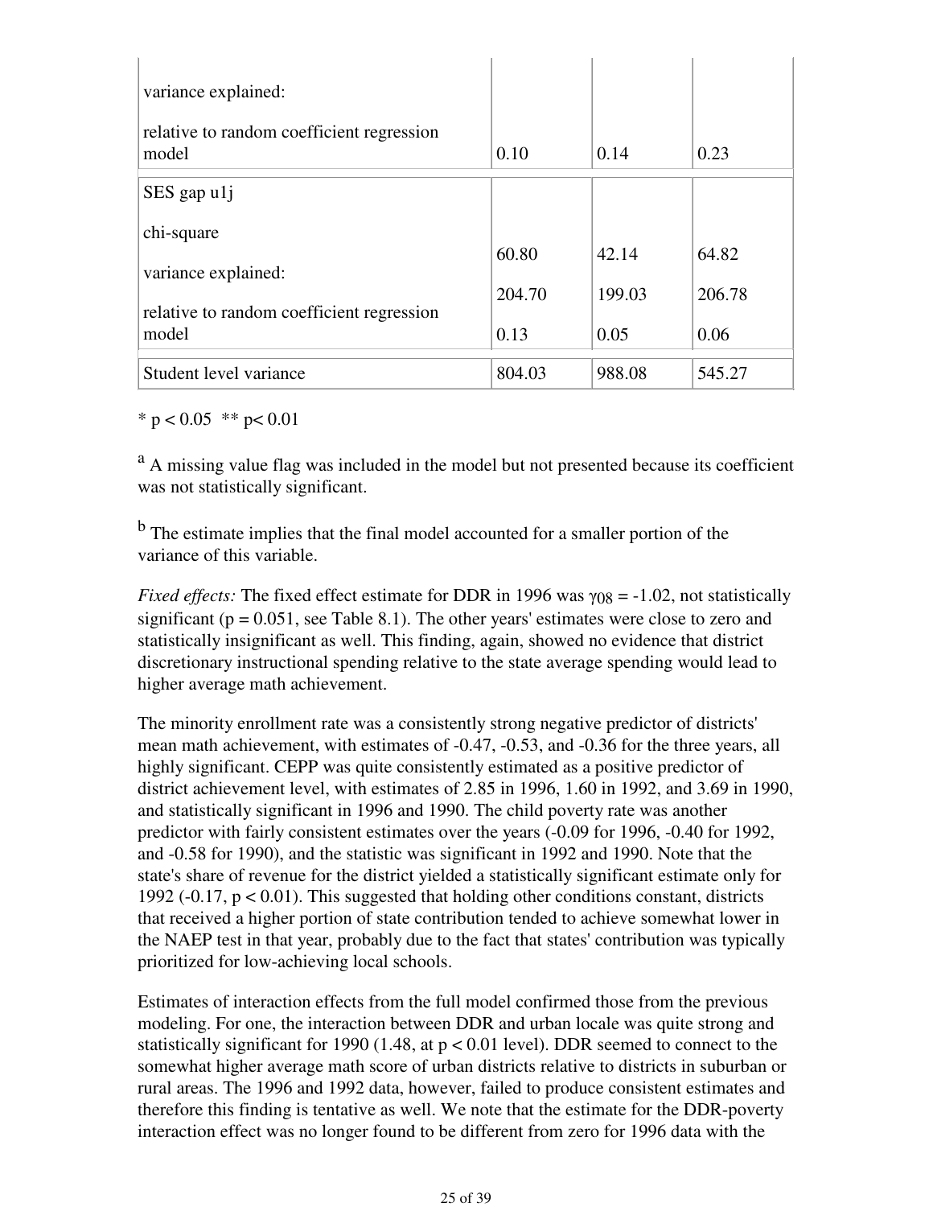| | | | |
|---|---|---|---|
| variance explained:<br><br>relative to random coefficient regression model | 0.10 | 0.14 | 0.23 |
| SES gap u1j<br><br>chi-square<br><br>variance explained:<br><br>relative to random coefficient regression model | 60.80<br><br>204.70<br><br>0.13 | 42.14<br><br>199.03<br><br>0.05 | 64.82<br><br>206.78<br><br>0.06 |
| Student level variance | 804.03 | 988.08 | 545.27 |

* $p < 0.05$ ** $p< 0.01$

[a] A missing value flag was included in the model but not presented because its coefficient was not statistically significant.

[b] The estimate implies that the final model accounted for a smaller portion of the variance of this variable.

*Fixed effects:* The fixed effect estimate for DDR in 1996 was $\gamma_{08}$ = -1.02, not statistically significant ($p = 0.051$, see Table 8.1). The other years' estimates were close to zero and statistically insignificant as well. This finding, again, showed no evidence that district discretionary instructional spending relative to the state average spending would lead to higher average math achievement.

The minority enrollment rate was a consistently strong negative predictor of districts' mean math achievement, with estimates of -0.47, -0.53, and -0.36 for the three years, all highly significant. CEPP was quite consistently estimated as a positive predictor of district achievement level, with estimates of 2.85 in 1996, 1.60 in 1992, and 3.69 in 1990, and statistically significant in 1996 and 1990. The child poverty rate was another predictor with fairly consistent estimates over the years (-0.09 for 1996, -0.40 for 1992, and -0.58 for 1990), and the statistic was significant in 1992 and 1990. Note that the state's share of revenue for the district yielded a statistically significant estimate only for 1992 (-0.17, $p < 0.01$). This suggested that holding other conditions constant, districts that received a higher portion of state contribution tended to achieve somewhat lower in the NAEP test in that year, probably due to the fact that states' contribution was typically prioritized for low-achieving local schools.

Estimates of interaction effects from the full model confirmed those from the previous modeling. For one, the interaction between DDR and urban locale was quite strong and statistically significant for 1990 (1.48, at $p < 0.01$ level). DDR seemed to connect to the somewhat higher average math score of urban districts relative to districts in suburban or rural areas. The 1996 and 1992 data, however, failed to produce consistent estimates and therefore this finding is tentative as well. We note that the estimate for the DDR-poverty interaction effect was no longer found to be different from zero for 1996 data with the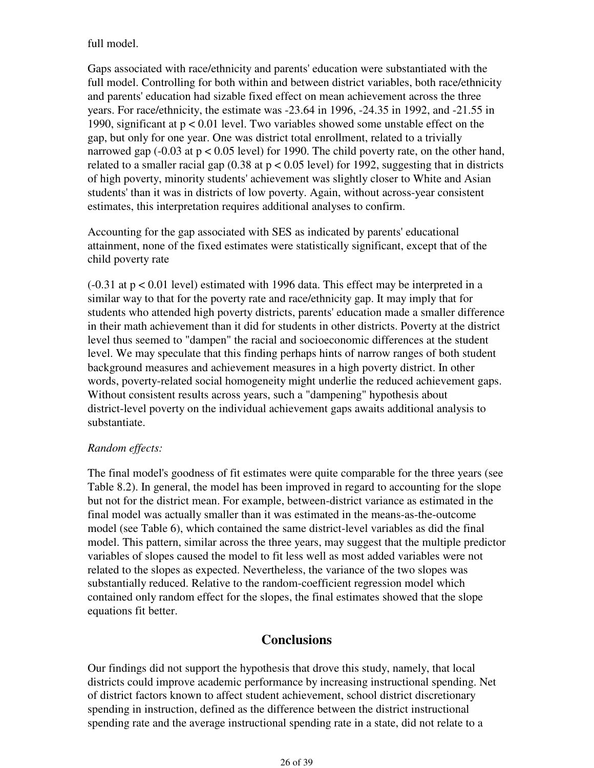full model.

Gaps associated with race/ethnicity and parents' education were substantiated with the full model. Controlling for both within and between district variables, both race/ethnicity and parents' education had sizable fixed effect on mean achievement across the three years. For race/ethnicity, the estimate was -23.64 in 1996, -24.35 in 1992, and -21.55 in 1990, significant at $p < 0.01$ level. Two variables showed some unstable effect on the gap, but only for one year. One was district total enrollment, related to a trivially narrowed gap (-0.03 at $p < 0.05$ level) for 1990. The child poverty rate, on the other hand, related to a smaller racial gap (0.38 at $p < 0.05$ level) for 1992, suggesting that in districts of high poverty, minority students' achievement was slightly closer to White and Asian students' than it was in districts of low poverty. Again, without across-year consistent estimates, this interpretation requires additional analyses to confirm.

Accounting for the gap associated with SES as indicated by parents' educational attainment, none of the fixed estimates were statistically significant, except that of the child poverty rate

(-0.31 at $p < 0.01$ level) estimated with 1996 data. This effect may be interpreted in a similar way to that for the poverty rate and race/ethnicity gap. It may imply that for students who attended high poverty districts, parents' education made a smaller difference in their math achievement than it did for students in other districts. Poverty at the district level thus seemed to "dampen" the racial and socioeconomic differences at the student level. We may speculate that this finding perhaps hints of narrow ranges of both student background measures and achievement measures in a high poverty district. In other words, poverty-related social homogeneity might underlie the reduced achievement gaps. Without consistent results across years, such a "dampening" hypothesis about district-level poverty on the individual achievement gaps awaits additional analysis to substantiate.

*Random effects:*

The final model's goodness of fit estimates were quite comparable for the three years (see Table 8.2). In general, the model has been improved in regard to accounting for the slope but not for the district mean. For example, between-district variance as estimated in the final model was actually smaller than it was estimated in the means-as-the-outcome model (see Table 6), which contained the same district-level variables as did the final model. This pattern, similar across the three years, may suggest that the multiple predictor variables of slopes caused the model to fit less well as most added variables were not related to the slopes as expected. Nevertheless, the variance of the two slopes was substantially reduced. Relative to the random-coefficient regression model which contained only random effect for the slopes, the final estimates showed that the slope equations fit better.

## Conclusions

Our findings did not support the hypothesis that drove this study, namely, that local districts could improve academic performance by increasing instructional spending. Net of district factors known to affect student achievement, school district discretionary spending in instruction, defined as the difference between the district instructional spending rate and the average instructional spending rate in a state, did not relate to a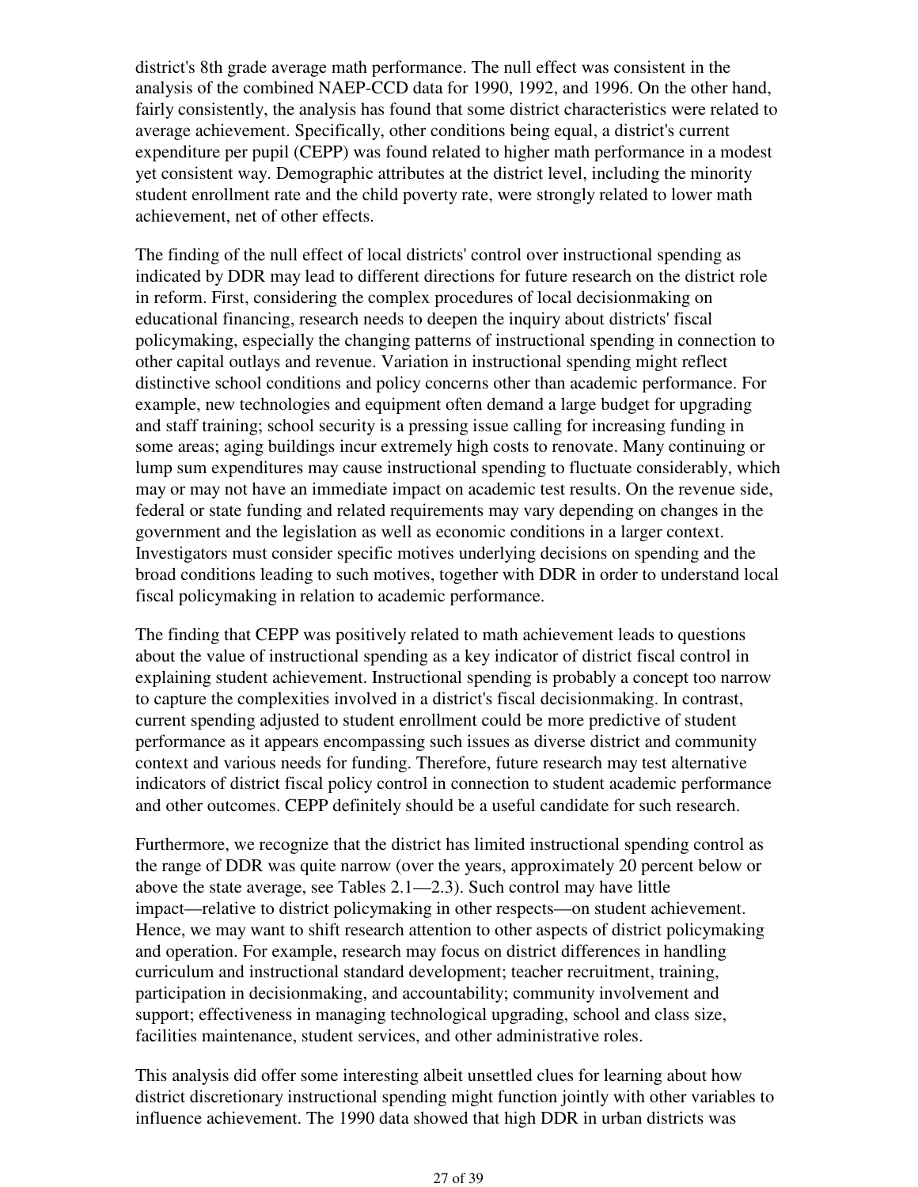district's 8th grade average math performance. The null effect was consistent in the analysis of the combined NAEP-CCD data for 1990, 1992, and 1996. On the other hand, fairly consistently, the analysis has found that some district characteristics were related to average achievement. Specifically, other conditions being equal, a district's current expenditure per pupil (CEPP) was found related to higher math performance in a modest yet consistent way. Demographic attributes at the district level, including the minority student enrollment rate and the child poverty rate, were strongly related to lower math achievement, net of other effects.

The finding of the null effect of local districts' control over instructional spending as indicated by DDR may lead to different directions for future research on the district role in reform. First, considering the complex procedures of local decisionmaking on educational financing, research needs to deepen the inquiry about districts' fiscal policymaking, especially the changing patterns of instructional spending in connection to other capital outlays and revenue. Variation in instructional spending might reflect distinctive school conditions and policy concerns other than academic performance. For example, new technologies and equipment often demand a large budget for upgrading and staff training; school security is a pressing issue calling for increasing funding in some areas; aging buildings incur extremely high costs to renovate. Many continuing or lump sum expenditures may cause instructional spending to fluctuate considerably, which may or may not have an immediate impact on academic test results. On the revenue side, federal or state funding and related requirements may vary depending on changes in the government and the legislation as well as economic conditions in a larger context. Investigators must consider specific motives underlying decisions on spending and the broad conditions leading to such motives, together with DDR in order to understand local fiscal policymaking in relation to academic performance.

The finding that CEPP was positively related to math achievement leads to questions about the value of instructional spending as a key indicator of district fiscal control in explaining student achievement. Instructional spending is probably a concept too narrow to capture the complexities involved in a district's fiscal decisionmaking. In contrast, current spending adjusted to student enrollment could be more predictive of student performance as it appears encompassing such issues as diverse district and community context and various needs for funding. Therefore, future research may test alternative indicators of district fiscal policy control in connection to student academic performance and other outcomes. CEPP definitely should be a useful candidate for such research.

Furthermore, we recognize that the district has limited instructional spending control as the range of DDR was quite narrow (over the years, approximately 20 percent below or above the state average, see Tables 2.1—2.3). Such control may have little impact—relative to district policymaking in other respects—on student achievement. Hence, we may want to shift research attention to other aspects of district policymaking and operation. For example, research may focus on district differences in handling curriculum and instructional standard development; teacher recruitment, training, participation in decisionmaking, and accountability; community involvement and support; effectiveness in managing technological upgrading, school and class size, facilities maintenance, student services, and other administrative roles.

This analysis did offer some interesting albeit unsettled clues for learning about how district discretionary instructional spending might function jointly with other variables to influence achievement. The 1990 data showed that high DDR in urban districts was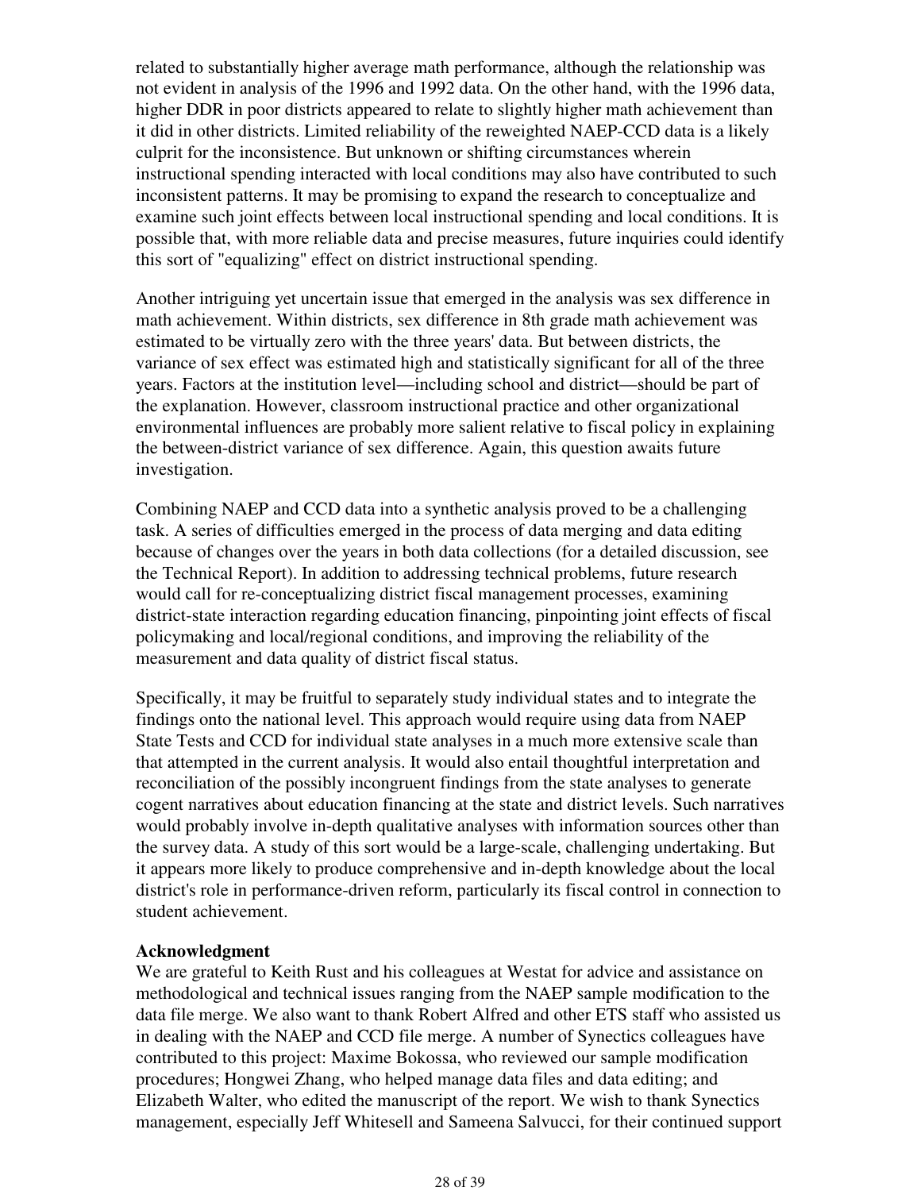related to substantially higher average math performance, although the relationship was not evident in analysis of the 1996 and 1992 data. On the other hand, with the 1996 data, higher DDR in poor districts appeared to relate to slightly higher math achievement than it did in other districts. Limited reliability of the reweighted NAEP-CCD data is a likely culprit for the inconsistence. But unknown or shifting circumstances wherein instructional spending interacted with local conditions may also have contributed to such inconsistent patterns. It may be promising to expand the research to conceptualize and examine such joint effects between local instructional spending and local conditions. It is possible that, with more reliable data and precise measures, future inquiries could identify this sort of "equalizing" effect on district instructional spending.

Another intriguing yet uncertain issue that emerged in the analysis was sex difference in math achievement. Within districts, sex difference in 8th grade math achievement was estimated to be virtually zero with the three years' data. But between districts, the variance of sex effect was estimated high and statistically significant for all of the three years. Factors at the institution level—including school and district—should be part of the explanation. However, classroom instructional practice and other organizational environmental influences are probably more salient relative to fiscal policy in explaining the between-district variance of sex difference. Again, this question awaits future investigation.

Combining NAEP and CCD data into a synthetic analysis proved to be a challenging task. A series of difficulties emerged in the process of data merging and data editing because of changes over the years in both data collections (for a detailed discussion, see the Technical Report). In addition to addressing technical problems, future research would call for re-conceptualizing district fiscal management processes, examining district-state interaction regarding education financing, pinpointing joint effects of fiscal policymaking and local/regional conditions, and improving the reliability of the measurement and data quality of district fiscal status.

Specifically, it may be fruitful to separately study individual states and to integrate the findings onto the national level. This approach would require using data from NAEP State Tests and CCD for individual state analyses in a much more extensive scale than that attempted in the current analysis. It would also entail thoughtful interpretation and reconciliation of the possibly incongruent findings from the state analyses to generate cogent narratives about education financing at the state and district levels. Such narratives would probably involve in-depth qualitative analyses with information sources other than the survey data. A study of this sort would be a large-scale, challenging undertaking. But it appears more likely to produce comprehensive and in-depth knowledge about the local district's role in performance-driven reform, particularly its fiscal control in connection to student achievement.

**Acknowledgment**

We are grateful to Keith Rust and his colleagues at Westat for advice and assistance on methodological and technical issues ranging from the NAEP sample modification to the data file merge. We also want to thank Robert Alfred and other ETS staff who assisted us in dealing with the NAEP and CCD file merge. A number of Synectics colleagues have contributed to this project: Maxime Bokossa, who reviewed our sample modification procedures; Hongwei Zhang, who helped manage data files and data editing; and Elizabeth Walter, who edited the manuscript of the report. We wish to thank Synectics management, especially Jeff Whitesell and Sameena Salvucci, for their continued support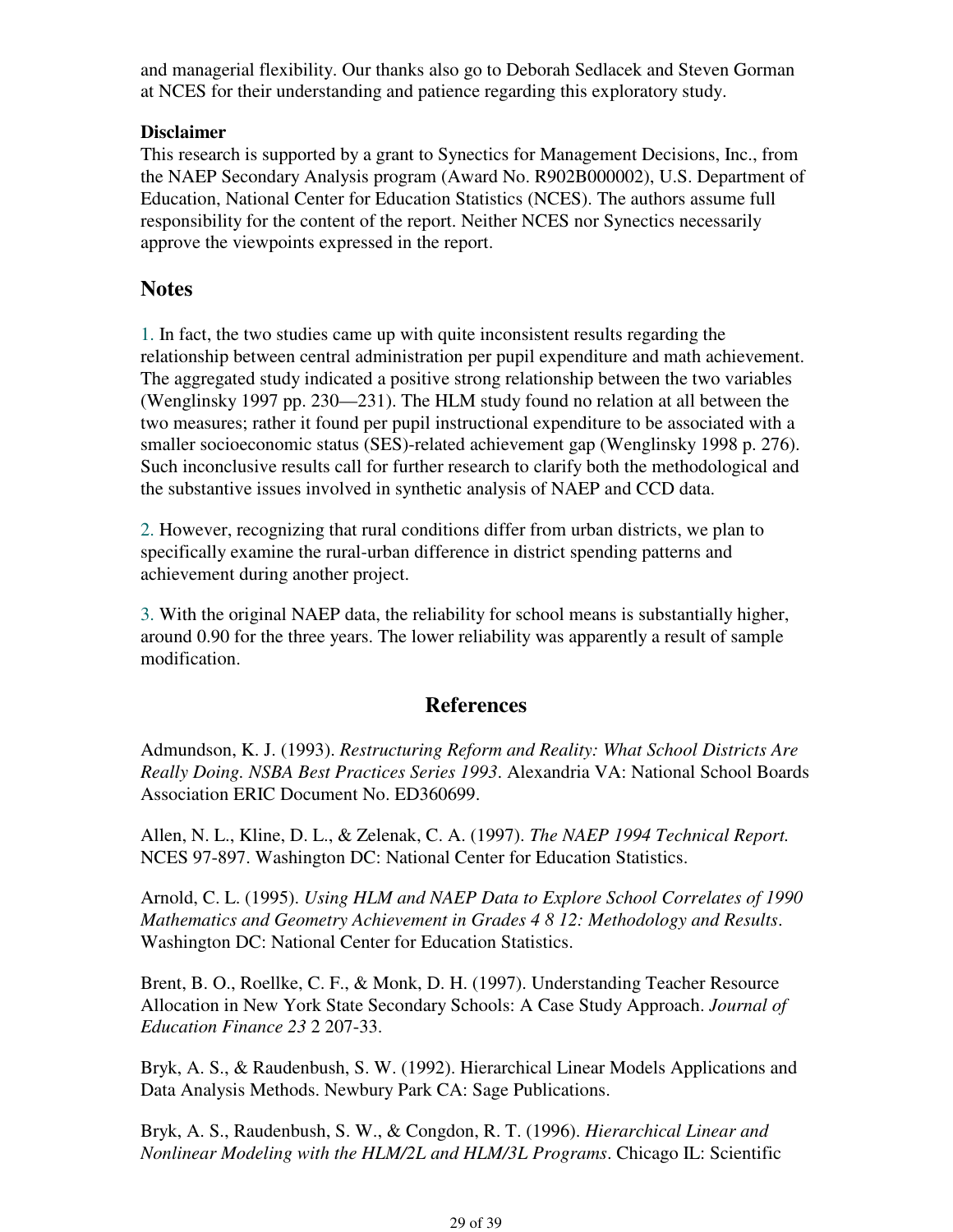and managerial flexibility. Our thanks also go to Deborah Sedlacek and Steven Gorman at NCES for their understanding and patience regarding this exploratory study.

**Disclaimer**
This research is supported by a grant to Synectics for Management Decisions, Inc., from the NAEP Secondary Analysis program (Award No. R902B000002), U.S. Department of Education, National Center for Education Statistics (NCES). The authors assume full responsibility for the content of the report. Neither NCES nor Synectics necessarily approve the viewpoints expressed in the report.

## Notes

1. In fact, the two studies came up with quite inconsistent results regarding the relationship between central administration per pupil expenditure and math achievement. The aggregated study indicated a positive strong relationship between the two variables (Wenglinsky 1997 pp. 230—231). The HLM study found no relation at all between the two measures; rather it found per pupil instructional expenditure to be associated with a smaller socioeconomic status (SES)-related achievement gap (Wenglinsky 1998 p. 276). Such inconclusive results call for further research to clarify both the methodological and the substantive issues involved in synthetic analysis of NAEP and CCD data.

2. However, recognizing that rural conditions differ from urban districts, we plan to specifically examine the rural-urban difference in district spending patterns and achievement during another project.

3. With the original NAEP data, the reliability for school means is substantially higher, around 0.90 for the three years. The lower reliability was apparently a result of sample modification.

## References

Admundson, K. J. (1993). *Restructuring Reform and Reality: What School Districts Are Really Doing. NSBA Best Practices Series 1993*. Alexandria VA: National School Boards Association ERIC Document No. ED360699.

Allen, N. L., Kline, D. L., & Zelenak, C. A. (1997). *The NAEP 1994 Technical Report.* NCES 97-897. Washington DC: National Center for Education Statistics.

Arnold, C. L. (1995). *Using HLM and NAEP Data to Explore School Correlates of 1990 Mathematics and Geometry Achievement in Grades 4 8 12: Methodology and Results*. Washington DC: National Center for Education Statistics.

Brent, B. O., Roellke, C. F., & Monk, D. H. (1997). Understanding Teacher Resource Allocation in New York State Secondary Schools: A Case Study Approach. *Journal of Education Finance 23* 2 207-33.

Bryk, A. S., & Raudenbush, S. W. (1992). Hierarchical Linear Models Applications and Data Analysis Methods. Newbury Park CA: Sage Publications.

Bryk, A. S., Raudenbush, S. W., & Congdon, R. T. (1996). *Hierarchical Linear and Nonlinear Modeling with the HLM/2L and HLM/3L Programs*. Chicago IL: Scientific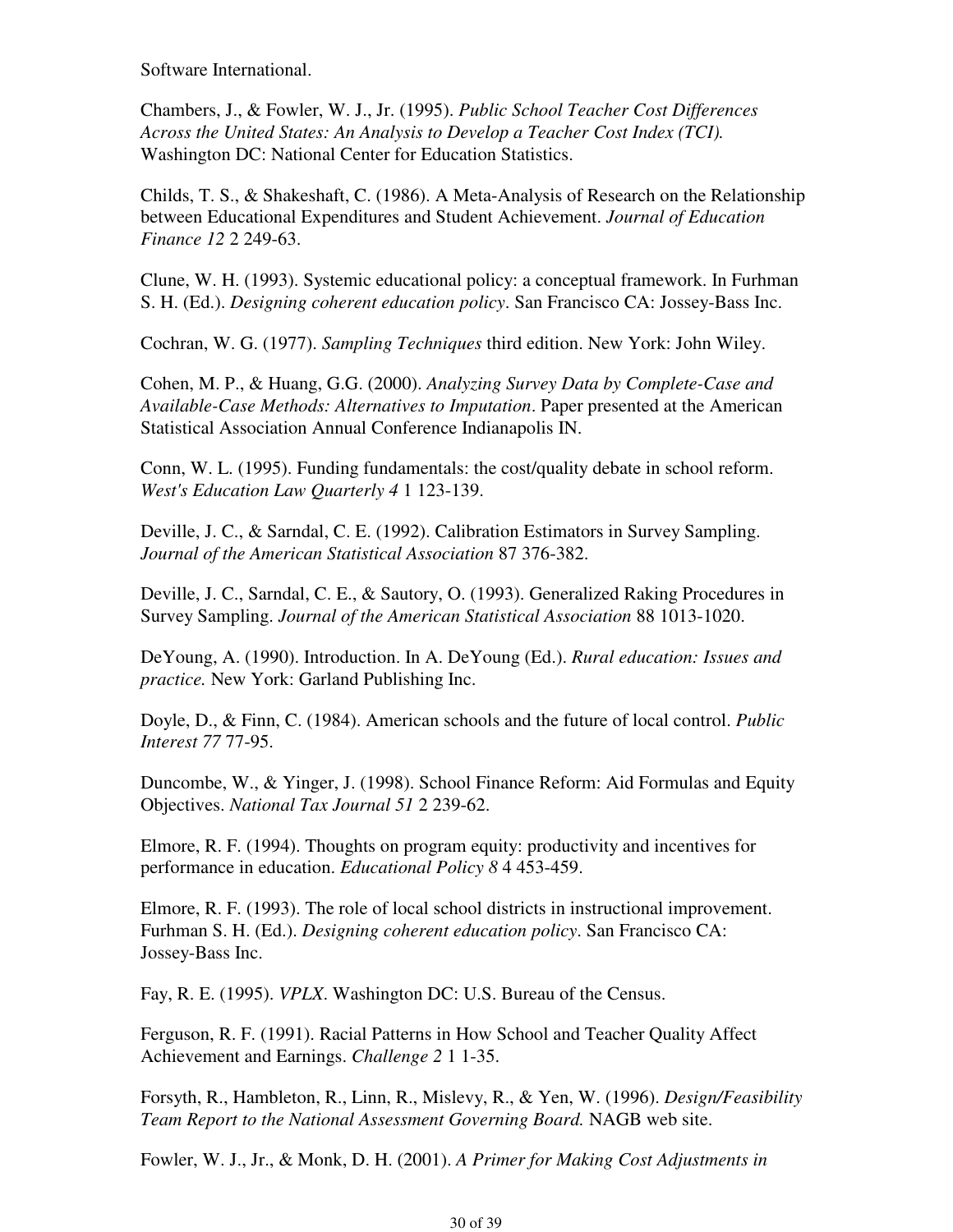Software International.

Chambers, J., & Fowler, W. J., Jr. (1995). *Public School Teacher Cost Differences Across the United States: An Analysis to Develop a Teacher Cost Index (TCI).* Washington DC: National Center for Education Statistics.

Childs, T. S., & Shakeshaft, C. (1986). A Meta-Analysis of Research on the Relationship between Educational Expenditures and Student Achievement. *Journal of Education Finance 12* 2 249-63.

Clune, W. H. (1993). Systemic educational policy: a conceptual framework. In Furhman S. H. (Ed.). *Designing coherent education policy*. San Francisco CA: Jossey-Bass Inc.

Cochran, W. G. (1977). *Sampling Techniques* third edition. New York: John Wiley.

Cohen, M. P., & Huang, G.G. (2000). *Analyzing Survey Data by Complete-Case and Available-Case Methods: Alternatives to Imputation*. Paper presented at the American Statistical Association Annual Conference Indianapolis IN.

Conn, W. L. (1995). Funding fundamentals: the cost/quality debate in school reform. *West's Education Law Quarterly 4* 1 123-139.

Deville, J. C., & Sarndal, C. E. (1992). Calibration Estimators in Survey Sampling. *Journal of the American Statistical Association* 87 376-382.

Deville, J. C., Sarndal, C. E., & Sautory, O. (1993). Generalized Raking Procedures in Survey Sampling. *Journal of the American Statistical Association* 88 1013-1020.

DeYoung, A. (1990). Introduction. In A. DeYoung (Ed.). *Rural education: Issues and practice.* New York: Garland Publishing Inc.

Doyle, D., & Finn, C. (1984). American schools and the future of local control. *Public Interest 77* 77-95.

Duncombe, W., & Yinger, J. (1998). School Finance Reform: Aid Formulas and Equity Objectives. *National Tax Journal 51* 2 239-62.

Elmore, R. F. (1994). Thoughts on program equity: productivity and incentives for performance in education. *Educational Policy 8* 4 453-459.

Elmore, R. F. (1993). The role of local school districts in instructional improvement. Furhman S. H. (Ed.). *Designing coherent education policy*. San Francisco CA: Jossey-Bass Inc.

Fay, R. E. (1995). *VPLX*. Washington DC: U.S. Bureau of the Census.

Ferguson, R. F. (1991). Racial Patterns in How School and Teacher Quality Affect Achievement and Earnings. *Challenge 2* 1 1-35.

Forsyth, R., Hambleton, R., Linn, R., Mislevy, R., & Yen, W. (1996). *Design/Feasibility Team Report to the National Assessment Governing Board.* NAGB web site.

Fowler, W. J., Jr., & Monk, D. H. (2001). *A Primer for Making Cost Adjustments in*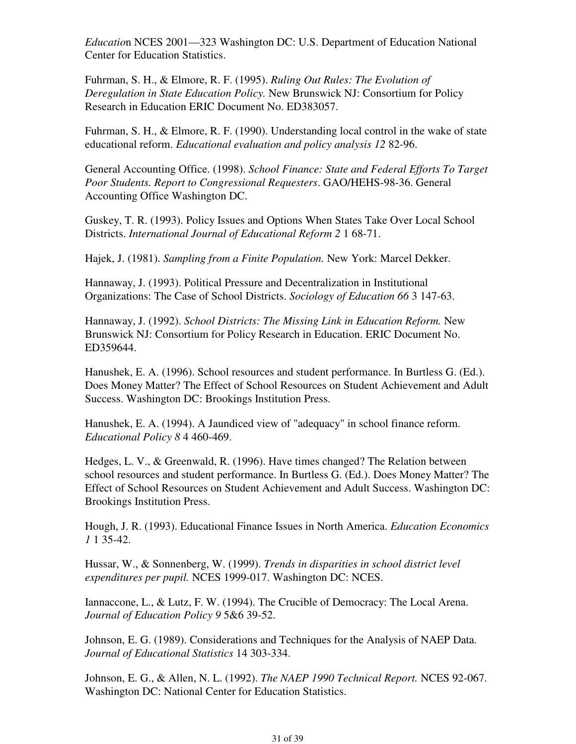*Educatio*n NCES 2001—323 Washington DC: U.S. Department of Education National Center for Education Statistics.

Fuhrman, S. H., & Elmore, R. F. (1995). *Ruling Out Rules: The Evolution of Deregulation in State Education Policy.* New Brunswick NJ: Consortium for Policy Research in Education ERIC Document No. ED383057.

Fuhrman, S. H., & Elmore, R. F. (1990). Understanding local control in the wake of state educational reform. *Educational evaluation and policy analysis 12* 82-96.

General Accounting Office. (1998). *School Finance: State and Federal Efforts To Target Poor Students. Report to Congressional Requesters*. GAO/HEHS-98-36. General Accounting Office Washington DC.

Guskey, T. R. (1993). Policy Issues and Options When States Take Over Local School Districts. *International Journal of Educational Reform 2* 1 68-71.

Hajek, J. (1981). *Sampling from a Finite Population.* New York: Marcel Dekker.

Hannaway, J. (1993). Political Pressure and Decentralization in Institutional Organizations: The Case of School Districts. *Sociology of Education 66* 3 147-63.

Hannaway, J. (1992). *School Districts: The Missing Link in Education Reform.* New Brunswick NJ: Consortium for Policy Research in Education. ERIC Document No. ED359644.

Hanushek, E. A. (1996). School resources and student performance. In Burtless G. (Ed.). Does Money Matter? The Effect of School Resources on Student Achievement and Adult Success. Washington DC: Brookings Institution Press.

Hanushek, E. A. (1994). A Jaundiced view of "adequacy" in school finance reform. *Educational Policy 8* 4 460-469.

Hedges, L. V., & Greenwald, R. (1996). Have times changed? The Relation between school resources and student performance. In Burtless G. (Ed.). Does Money Matter? The Effect of School Resources on Student Achievement and Adult Success. Washington DC: Brookings Institution Press.

Hough, J. R. (1993). Educational Finance Issues in North America. *Education Economics 1* 1 35-42.

Hussar, W., & Sonnenberg, W. (1999). *Trends in disparities in school district level expenditures per pupil.* NCES 1999-017. Washington DC: NCES.

Iannaccone, L., & Lutz, F. W. (1994). The Crucible of Democracy: The Local Arena. *Journal of Education Policy 9* 5&6 39-52.

Johnson, E. G. (1989). Considerations and Techniques for the Analysis of NAEP Data. *Journal of Educational Statistics* 14 303-334.

Johnson, E. G., & Allen, N. L. (1992). *The NAEP 1990 Technical Report.* NCES 92-067. Washington DC: National Center for Education Statistics.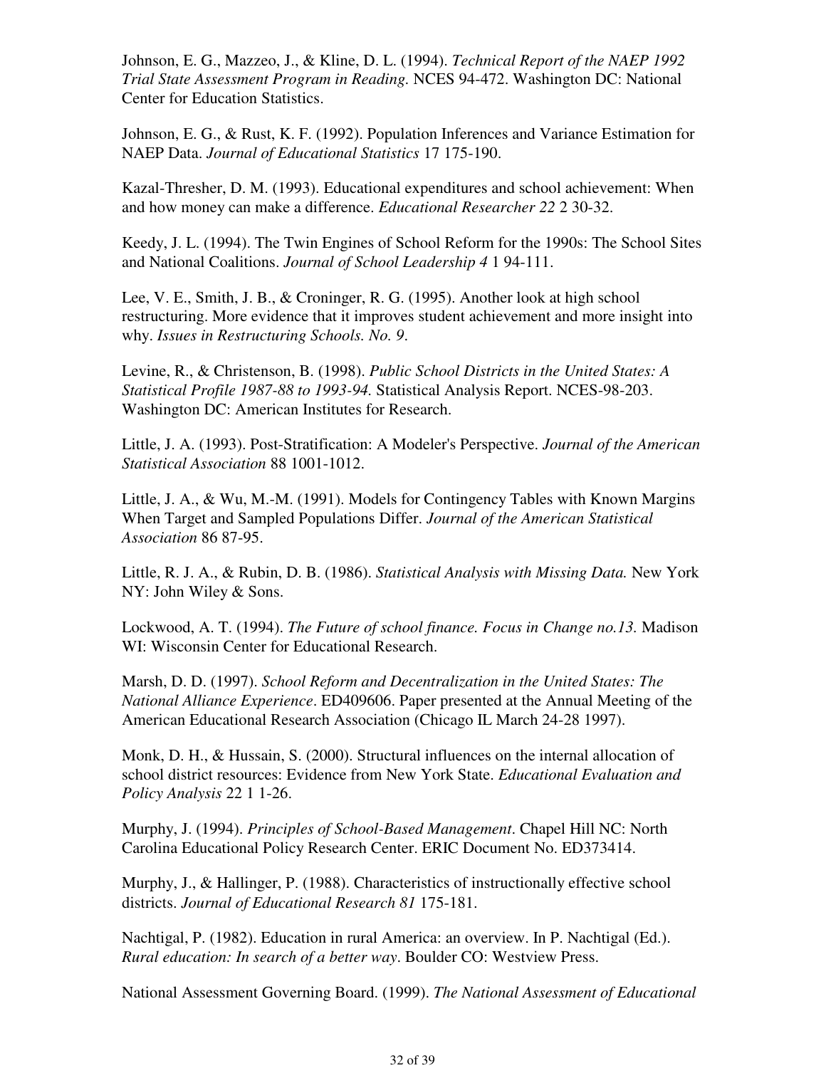Johnson, E. G., Mazzeo, J., & Kline, D. L. (1994). *Technical Report of the NAEP 1992 Trial State Assessment Program in Reading*. NCES 94-472. Washington DC: National Center for Education Statistics.

Johnson, E. G., & Rust, K. F. (1992). Population Inferences and Variance Estimation for NAEP Data. *Journal of Educational Statistics* 17 175-190.

Kazal-Thresher, D. M. (1993). Educational expenditures and school achievement: When and how money can make a difference. *Educational Researcher 22* 2 30-32.

Keedy, J. L. (1994). The Twin Engines of School Reform for the 1990s: The School Sites and National Coalitions. *Journal of School Leadership 4* 1 94-111.

Lee, V. E., Smith, J. B., & Croninger, R. G. (1995). Another look at high school restructuring. More evidence that it improves student achievement and more insight into why. *Issues in Restructuring Schools. No. 9*.

Levine, R., & Christenson, B. (1998). *Public School Districts in the United States: A Statistical Profile 1987-88 to 1993-94.* Statistical Analysis Report. NCES-98-203. Washington DC: American Institutes for Research.

Little, J. A. (1993). Post-Stratification: A Modeler's Perspective. *Journal of the American Statistical Association* 88 1001-1012.

Little, J. A., & Wu, M.-M. (1991). Models for Contingency Tables with Known Margins When Target and Sampled Populations Differ. *Journal of the American Statistical Association* 86 87-95.

Little, R. J. A., & Rubin, D. B. (1986). *Statistical Analysis with Missing Data.* New York NY: John Wiley & Sons.

Lockwood, A. T. (1994). *The Future of school finance. Focus in Change no.13.* Madison WI: Wisconsin Center for Educational Research.

Marsh, D. D. (1997). *School Reform and Decentralization in the United States: The National Alliance Experience*. ED409606. Paper presented at the Annual Meeting of the American Educational Research Association (Chicago IL March 24-28 1997).

Monk, D. H., & Hussain, S. (2000). Structural influences on the internal allocation of school district resources: Evidence from New York State. *Educational Evaluation and Policy Analysis* 22 1 1-26.

Murphy, J. (1994). *Principles of School-Based Management*. Chapel Hill NC: North Carolina Educational Policy Research Center. ERIC Document No. ED373414.

Murphy, J., & Hallinger, P. (1988). Characteristics of instructionally effective school districts. *Journal of Educational Research 81* 175-181.

Nachtigal, P. (1982). Education in rural America: an overview. In P. Nachtigal (Ed.). *Rural education: In search of a better way*. Boulder CO: Westview Press.

National Assessment Governing Board. (1999). *The National Assessment of Educational*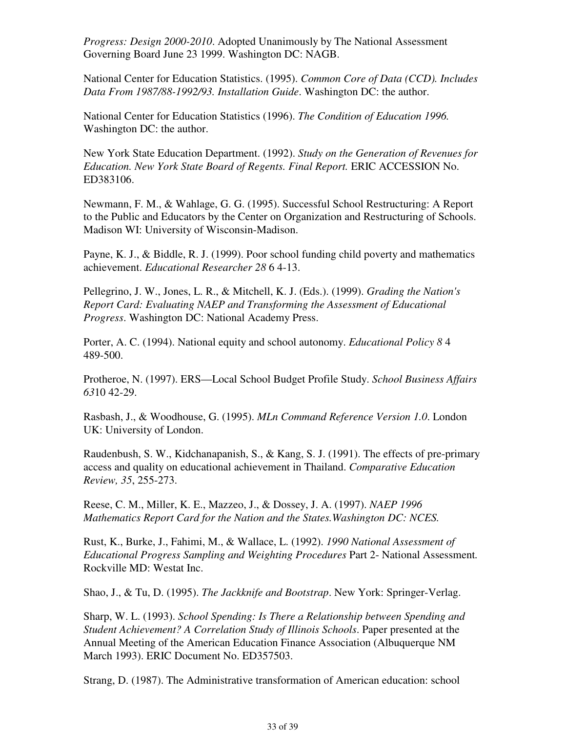*Progress: Design 2000-2010*. Adopted Unanimously by The National Assessment Governing Board June 23 1999. Washington DC: NAGB.

National Center for Education Statistics. (1995). *Common Core of Data (CCD). Includes Data From 1987/88-1992/93. Installation Guide*. Washington DC: the author.

National Center for Education Statistics (1996). *The Condition of Education 1996.* Washington DC: the author.

New York State Education Department. (1992). *Study on the Generation of Revenues for Education. New York State Board of Regents. Final Report.* ERIC ACCESSION No. ED383106.

Newmann, F. M., & Wahlage, G. G. (1995). Successful School Restructuring: A Report to the Public and Educators by the Center on Organization and Restructuring of Schools. Madison WI: University of Wisconsin-Madison.

Payne, K. J., & Biddle, R. J. (1999). Poor school funding child poverty and mathematics achievement. *Educational Researcher 28* 6 4-13.

Pellegrino, J. W., Jones, L. R., & Mitchell, K. J. (Eds.). (1999). *Grading the Nation's Report Card: Evaluating NAEP and Transforming the Assessment of Educational Progress*. Washington DC: National Academy Press.

Porter, A. C. (1994). National equity and school autonomy. *Educational Policy 8* 4 489-500.

Protheroe, N. (1997). ERS—Local School Budget Profile Study. *School Business Affairs 63*10 42-29.

Rasbash, J., & Woodhouse, G. (1995). *MLn Command Reference Version 1.0*. London UK: University of London.

Raudenbush, S. W., Kidchanapanish, S., & Kang, S. J. (1991). The effects of pre-primary access and quality on educational achievement in Thailand. *Comparative Education Review, 35*, 255-273.

Reese, C. M., Miller, K. E., Mazzeo, J., & Dossey, J. A. (1997). *NAEP 1996 Mathematics Report Card for the Nation and the States.Washington DC: NCES.*

Rust, K., Burke, J., Fahimi, M., & Wallace, L. (1992). *1990 National Assessment of Educational Progress Sampling and Weighting Procedures* Part 2- National Assessment*.* Rockville MD: Westat Inc.

Shao, J., & Tu, D. (1995). *The Jackknife and Bootstrap*. New York: Springer-Verlag.

Sharp, W. L. (1993). *School Spending: Is There a Relationship between Spending and Student Achievement? A Correlation Study of Illinois Schools*. Paper presented at the Annual Meeting of the American Education Finance Association (Albuquerque NM March 1993). ERIC Document No. ED357503.

Strang, D. (1987). The Administrative transformation of American education: school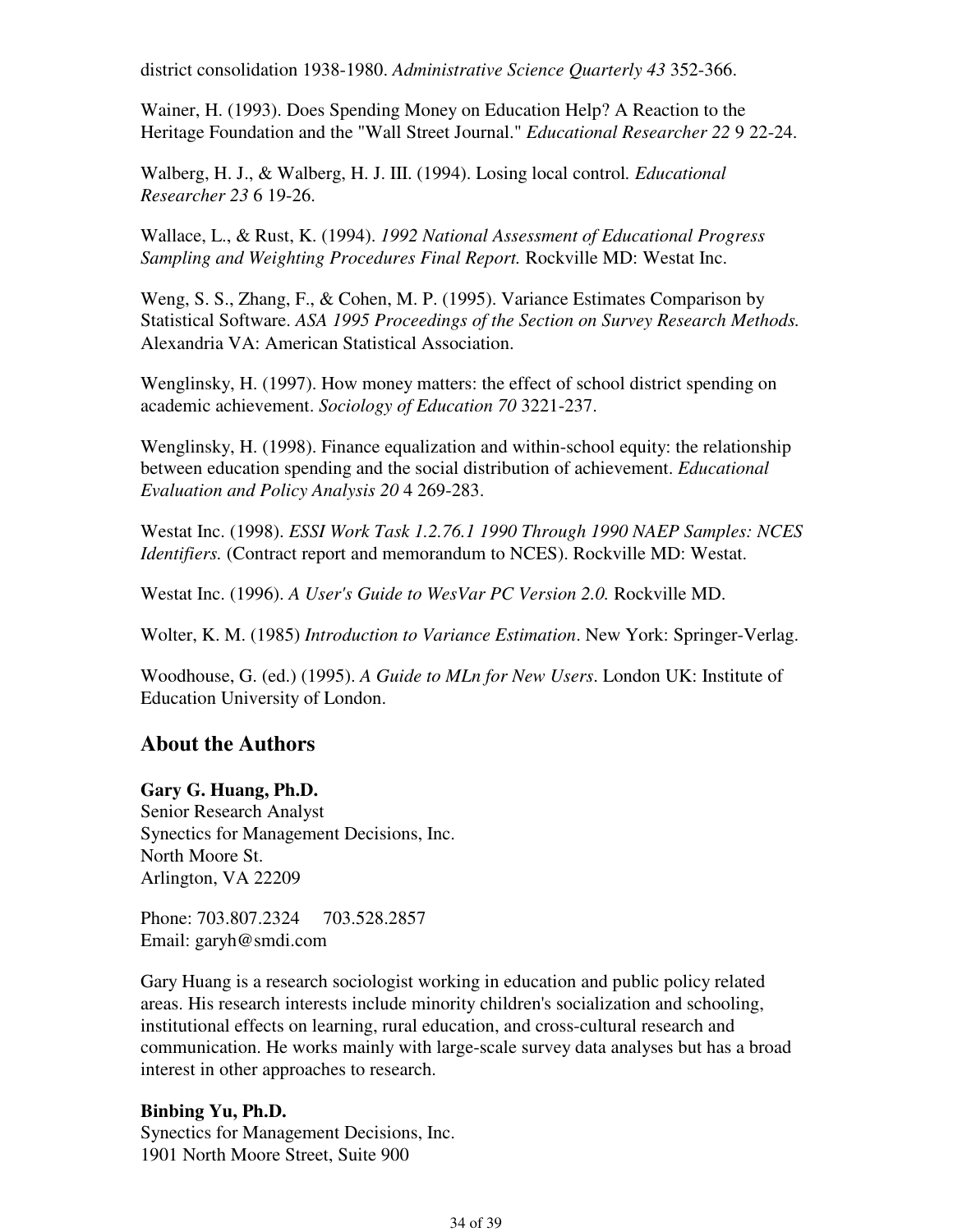district consolidation 1938-1980. *Administrative Science Quarterly 43* 352-366.

Wainer, H. (1993). Does Spending Money on Education Help? A Reaction to the Heritage Foundation and the "Wall Street Journal." *Educational Researcher 22* 9 22-24.

Walberg, H. J., & Walberg, H. J. III. (1994). Losing local control. *Educational Researcher 23* 6 19-26.

Wallace, L., & Rust, K. (1994). *1992 National Assessment of Educational Progress Sampling and Weighting Procedures Final Report.* Rockville MD: Westat Inc.

Weng, S. S., Zhang, F., & Cohen, M. P. (1995). Variance Estimates Comparison by Statistical Software. *ASA 1995 Proceedings of the Section on Survey Research Methods.* Alexandria VA: American Statistical Association.

Wenglinsky, H. (1997). How money matters: the effect of school district spending on academic achievement. *Sociology of Education 70* 3221-237.

Wenglinsky, H. (1998). Finance equalization and within-school equity: the relationship between education spending and the social distribution of achievement. *Educational Evaluation and Policy Analysis 20* 4 269-283.

Westat Inc. (1998). *ESSI Work Task 1.2.76.1 1990 Through 1990 NAEP Samples: NCES Identifiers.* (Contract report and memorandum to NCES). Rockville MD: Westat.

Westat Inc. (1996). *A User's Guide to WesVar PC Version 2.0.* Rockville MD.

Wolter, K. M. (1985) *Introduction to Variance Estimation*. New York: Springer-Verlag.

Woodhouse, G. (ed.) (1995). *A Guide to MLn for New Users*. London UK: Institute of Education University of London.

## About the Authors

**Gary G. Huang, Ph.D.**
Senior Research Analyst
Synectics for Management Decisions, Inc.
North Moore St.
Arlington, VA 22209

Phone: 703.807.2324     703.528.2857
Email: garyh@smdi.com

Gary Huang is a research sociologist working in education and public policy related areas. His research interests include minority children's socialization and schooling, institutional effects on learning, rural education, and cross-cultural research and communication. He works mainly with large-scale survey data analyses but has a broad interest in other approaches to research.

**Binbing Yu, Ph.D.**
Synectics for Management Decisions, Inc.
1901 North Moore Street, Suite 900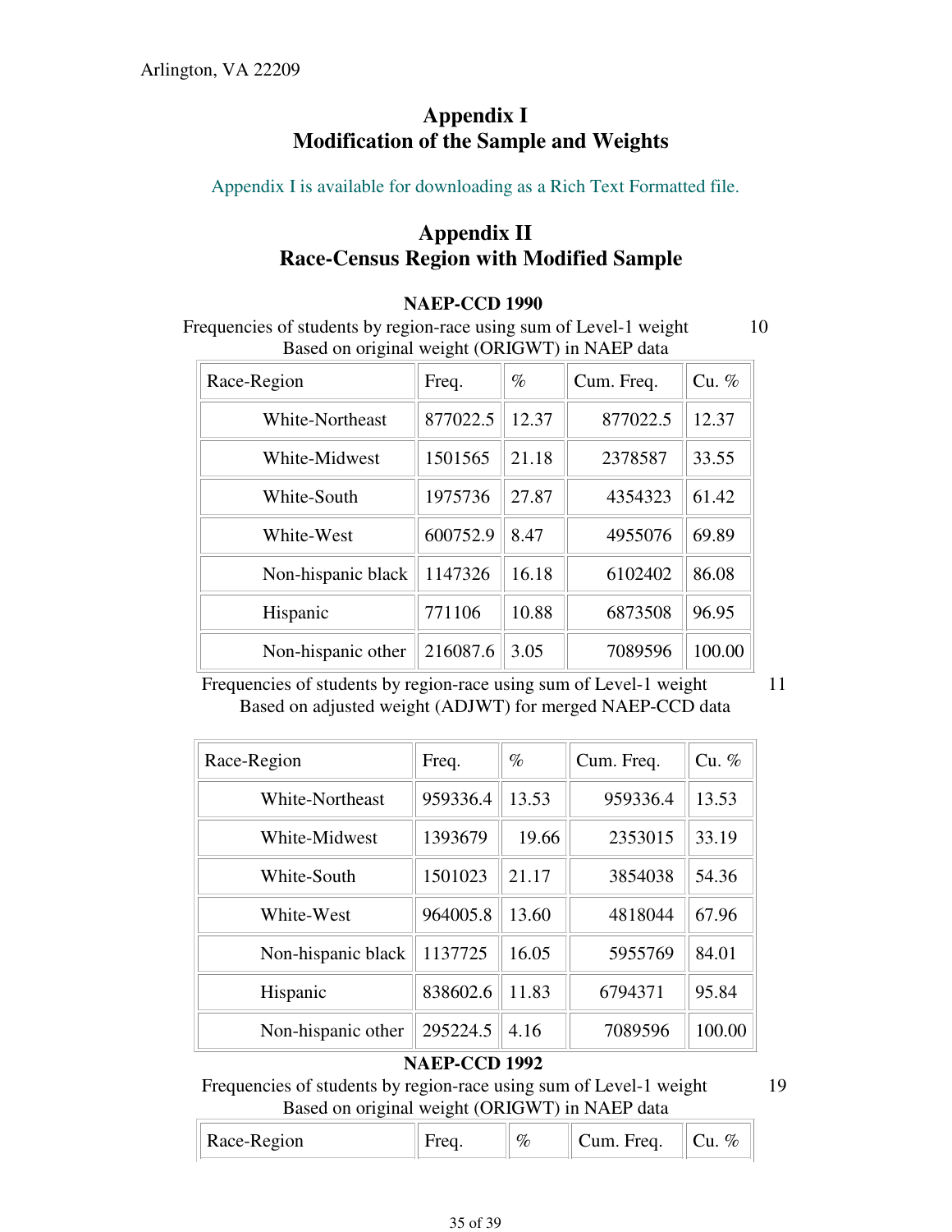Arlington, VA 22209

## Appendix I
## Modification of the Sample and Weights

Appendix I is available for downloading as a Rich Text Formatted file.

## Appendix II
## Race-Census Region with Modified Sample

### NAEP-CCD 1990

Frequencies of students by region-race using sum of Level-1 weight 10
Based on original weight (ORIGWT) in NAEP data

| Race-Region | Freq. | % | Cum. Freq. | Cu. % |
|---|---|---|---|---|
| White-Northeast | 877022.5 | 12.37 | 877022.5 | 12.37 |
| White-Midwest | 1501565 | 21.18 | 2378587 | 33.55 |
| White-South | 1975736 | 27.87 | 4354323 | 61.42 |
| White-West | 600752.9 | 8.47 | 4955076 | 69.89 |
| Non-hispanic black | 1147326 | 16.18 | 6102402 | 86.08 |
| Hispanic | 771106 | 10.88 | 6873508 | 96.95 |
| Non-hispanic other | 216087.6 | 3.05 | 7089596 | 100.00 |

Frequencies of students by region-race using sum of Level-1 weight 11
Based on adjusted weight (ADJWT) for merged NAEP-CCD data

| Race-Region | Freq. | % | Cum. Freq. | Cu. % |
|---|---|---|---|---|
| White-Northeast | 959336.4 | 13.53 | 959336.4 | 13.53 |
| White-Midwest | 1393679 | 19.66 | 2353015 | 33.19 |
| White-South | 1501023 | 21.17 | 3854038 | 54.36 |
| White-West | 964005.8 | 13.60 | 4818044 | 67.96 |
| Non-hispanic black | 1137725 | 16.05 | 5955769 | 84.01 |
| Hispanic | 838602.6 | 11.83 | 6794371 | 95.84 |
| Non-hispanic other | 295224.5 | 4.16 | 7089596 | 100.00 |

### NAEP-CCD 1992

Frequencies of students by region-race using sum of Level-1 weight 19
Based on original weight (ORIGWT) in NAEP data

| Race-Region | Freq. | % | Cum. Freq. | Cu. % |
|---|---|---|---|---|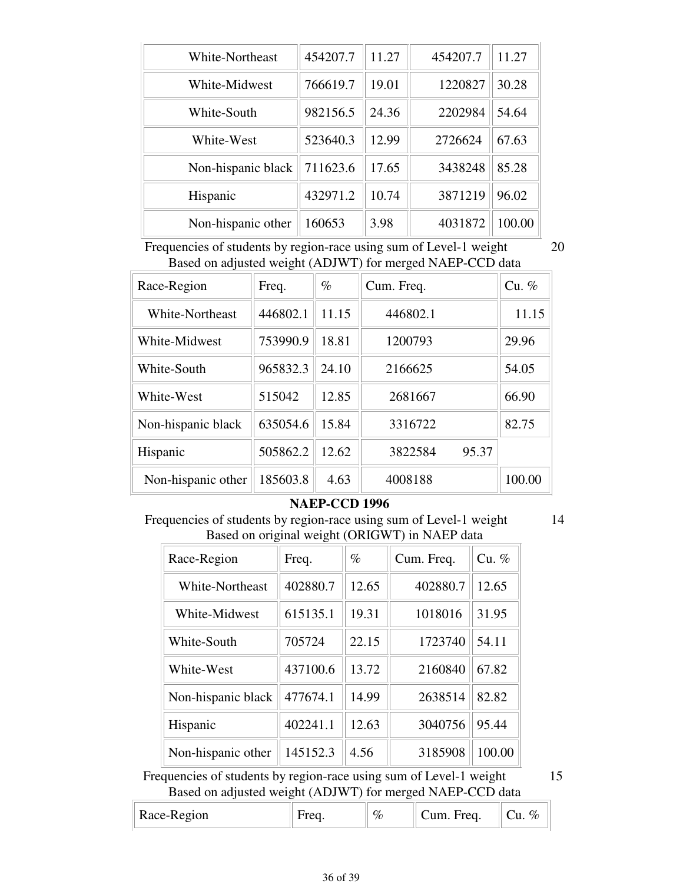| White-Northeast | 454207.7 | 11.27 | 454207.7 | 11.27 |
|---|---|---|---|---|
| White-Midwest | 766619.7 | 19.01 | 1220827 | 30.28 |
| White-South | 982156.5 | 24.36 | 2202984 | 54.64 |
| White-West | 523640.3 | 12.99 | 2726624 | 67.63 |
| Non-hispanic black | 711623.6 | 17.65 | 3438248 | 85.28 |
| Hispanic | 432971.2 | 10.74 | 3871219 | 96.02 |
| Non-hispanic other | 160653 | 3.98 | 4031872 | 100.00 |

Frequencies of students by region-race using sum of Level-1 weight 20
Based on adjusted weight (ADJWT) for merged NAEP-CCD data

| Race-Region | Freq. | % | Cum. Freq. | Cu. % |
|---|---|---|---|---|
| White-Northeast | 446802.1 | 11.15 | 446802.1 | 11.15 |
| White-Midwest | 753990.9 | 18.81 | 1200793 | 29.96 |
| White-South | 965832.3 | 24.10 | 2166625 | 54.05 |
| White-West | 515042 | 12.85 | 2681667 | 66.90 |
| Non-hispanic black | 635054.6 | 15.84 | 3316722 | 82.75 |
| Hispanic | 505862.2 | 12.62 | 3822584 95.37 | |
| Non-hispanic other | 185603.8 | 4.63 | 4008188 | 100.00 |

**NAEP-CCD 1996**

Frequencies of students by region-race using sum of Level-1 weight 14
Based on original weight (ORIGWT) in NAEP data

| Race-Region | Freq. | % | Cum. Freq. | Cu. % |
|---|---|---|---|---|
| White-Northeast | 402880.7 | 12.65 | 402880.7 | 12.65 |
| White-Midwest | 615135.1 | 19.31 | 1018016 | 31.95 |
| White-South | 705724 | 22.15 | 1723740 | 54.11 |
| White-West | 437100.6 | 13.72 | 2160840 | 67.82 |
| Non-hispanic black | 477674.1 | 14.99 | 2638514 | 82.82 |
| Hispanic | 402241.1 | 12.63 | 3040756 | 95.44 |
| Non-hispanic other | 145152.3 | 4.56 | 3185908 | 100.00 |

Frequencies of students by region-race using sum of Level-1 weight 15
Based on adjusted weight (ADJWT) for merged NAEP-CCD data

| Race-Region | Freq. | % | Cum. Freq. | Cu. % |
|---|---|---|---|---|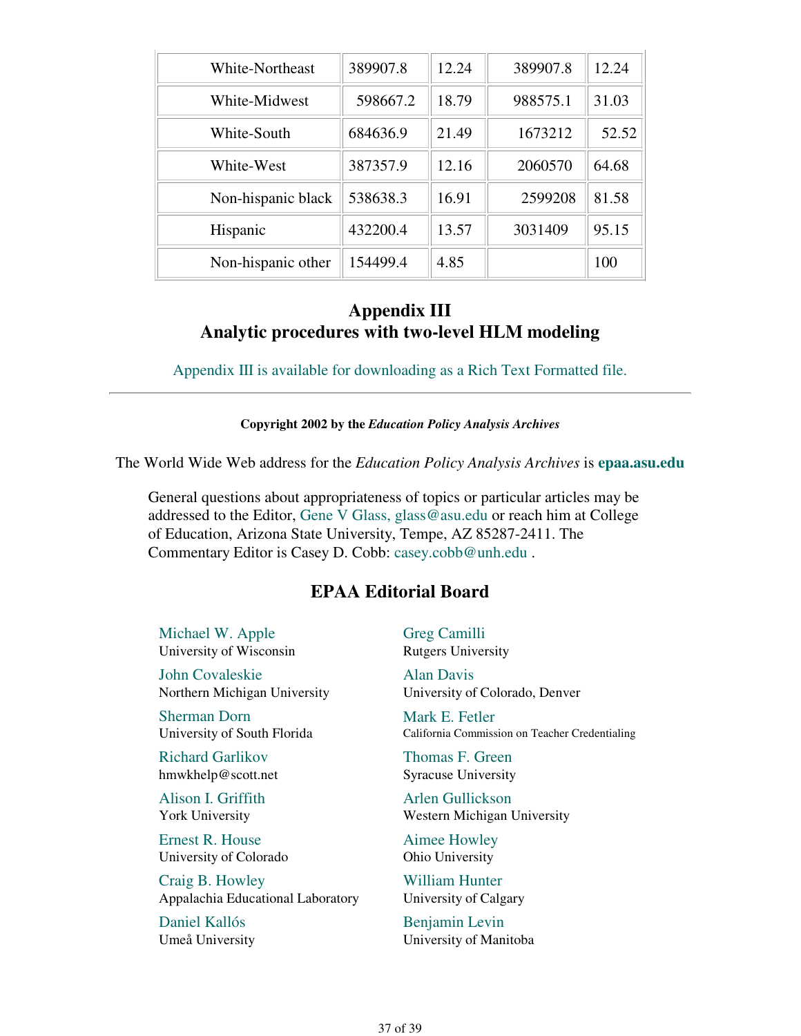| | | | | |
|---|---|---|---|---|
| White-Northeast | 389907.8 | 12.24 | 389907.8 | 12.24 |
| White-Midwest | 598667.2 | 18.79 | 988575.1 | 31.03 |
| White-South | 684636.9 | 21.49 | 1673212 | 52.52 |
| White-West | 387357.9 | 12.16 | 2060570 | 64.68 |
| Non-hispanic black | 538638.3 | 16.91 | 2599208 | 81.58 |
| Hispanic | 432200.4 | 13.57 | 3031409 | 95.15 |
| Non-hispanic other | 154499.4 | 4.85 | | 100 |

## Appendix III
## Analytic procedures with two-level HLM modeling

Appendix III is available for downloading as a Rich Text Formatted file.

---

**Copyright 2002 by the *Education Policy Analysis Archives***

The World Wide Web address for the *Education Policy Analysis Archives* is **epaa.asu.edu**

General questions about appropriateness of topics or particular articles may be addressed to the Editor, Gene V Glass, glass@asu.edu or reach him at College of Education, Arizona State University, Tempe, AZ 85287-2411. The Commentary Editor is Casey D. Cobb: casey.cobb@unh.edu .

## EPAA Editorial Board

Michael W. Apple
University of Wisconsin

Greg Camilli
Rutgers University

John Covaleskie
Northern Michigan University

Alan Davis
University of Colorado, Denver

Sherman Dorn
University of South Florida

Mark E. Fetler
California Commission on Teacher Credentialing

Richard Garlikov
hmwkhelp@scott.net

Thomas F. Green
Syracuse University

Alison I. Griffith
York University

Arlen Gullickson
Western Michigan University

Ernest R. House
University of Colorado

Aimee Howley
Ohio University

Craig B. Howley
Appalachia Educational Laboratory

William Hunter
University of Calgary

Daniel Kallós
Umeå University

Benjamin Levin
University of Manitoba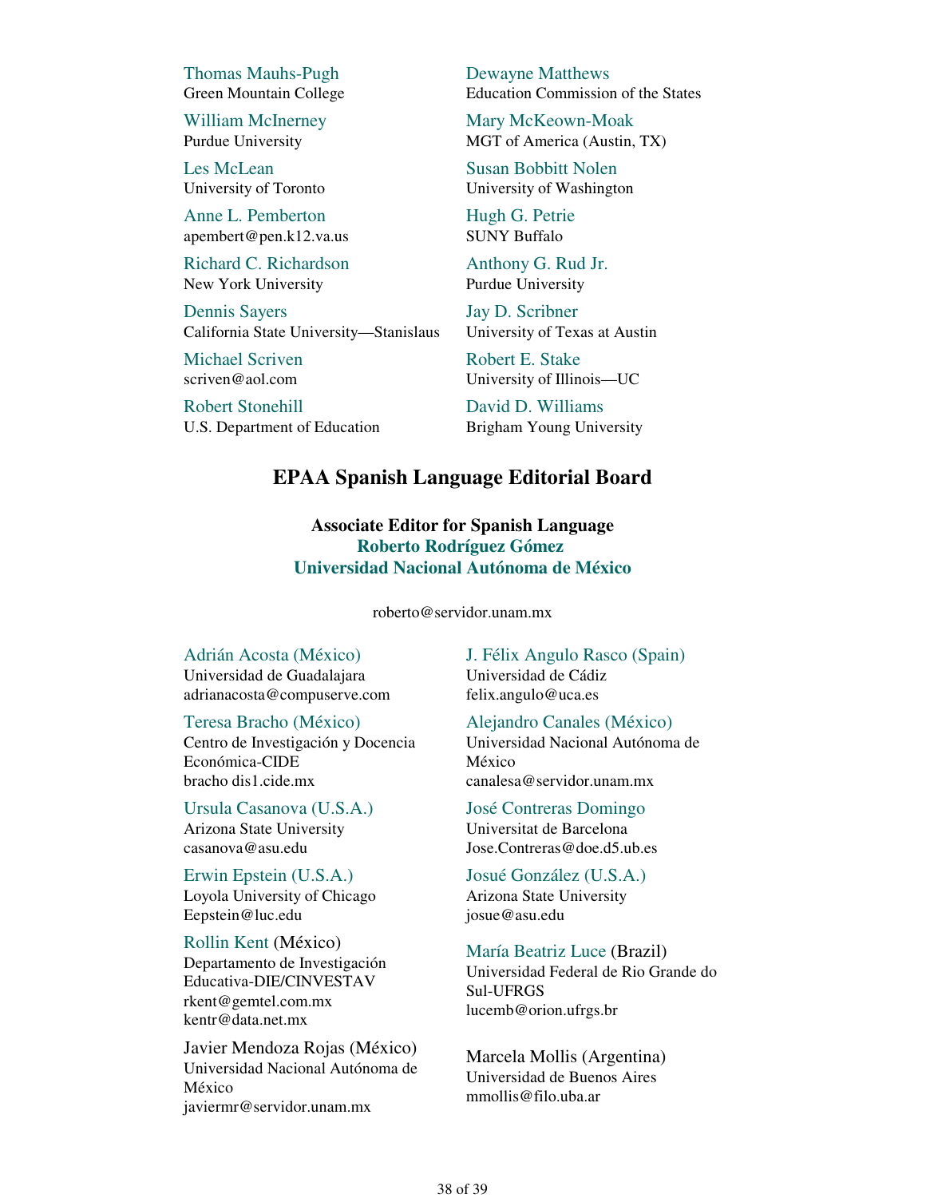Thomas Mauhs-Pugh
Green Mountain College

Dewayne Matthews
Education Commission of the States

William McInerney
Purdue University

Mary McKeown-Moak
MGT of America (Austin, TX)

Les McLean
University of Toronto

Susan Bobbitt Nolen
University of Washington

Anne L. Pemberton
apembert@pen.k12.va.us

Hugh G. Petrie
SUNY Buffalo

Richard C. Richardson
New York University

Anthony G. Rud Jr.
Purdue University

Dennis Sayers
California State University—Stanislaus

Jay D. Scribner
University of Texas at Austin

Michael Scriven
scriven@aol.com

Robert E. Stake
University of Illinois—UC

Robert Stonehill
U.S. Department of Education

David D. Williams
Brigham Young University

## EPAA Spanish Language Editorial Board

**Associate Editor for Spanish Language**
**Roberto Rodríguez Gómez**
**Universidad Nacional Autónoma de México**

roberto@servidor.unam.mx

Adrián Acosta (México)
Universidad de Guadalajara
adrianacosta@compuserve.com

J. Félix Angulo Rasco (Spain)
Universidad de Cádiz
felix.angulo@uca.es

Teresa Bracho (México)
Centro de Investigación y Docencia Económica-CIDE
bracho dis1.cide.mx

Alejandro Canales (México)
Universidad Nacional Autónoma de México
canalesa@servidor.unam.mx

Ursula Casanova (U.S.A.)
Arizona State University
casanova@asu.edu

José Contreras Domingo
Universitat de Barcelona
Jose.Contreras@doe.d5.ub.es

Erwin Epstein (U.S.A.)
Loyola University of Chicago
Eepstein@luc.edu

Josué González (U.S.A.)
Arizona State University
josue@asu.edu

Rollin Kent (México)
Departamento de Investigación Educativa-DIE/CINVESTAV
rkent@gemtel.com.mx
kentr@data.net.mx

María Beatriz Luce (Brazil)
Universidad Federal de Rio Grande do Sul-UFRGS
lucemb@orion.ufrgs.br

Javier Mendoza Rojas (México)
Universidad Nacional Autónoma de México
javiermr@servidor.unam.mx

Marcela Mollis (Argentina)
Universidad de Buenos Aires
mmollis@filo.uba.ar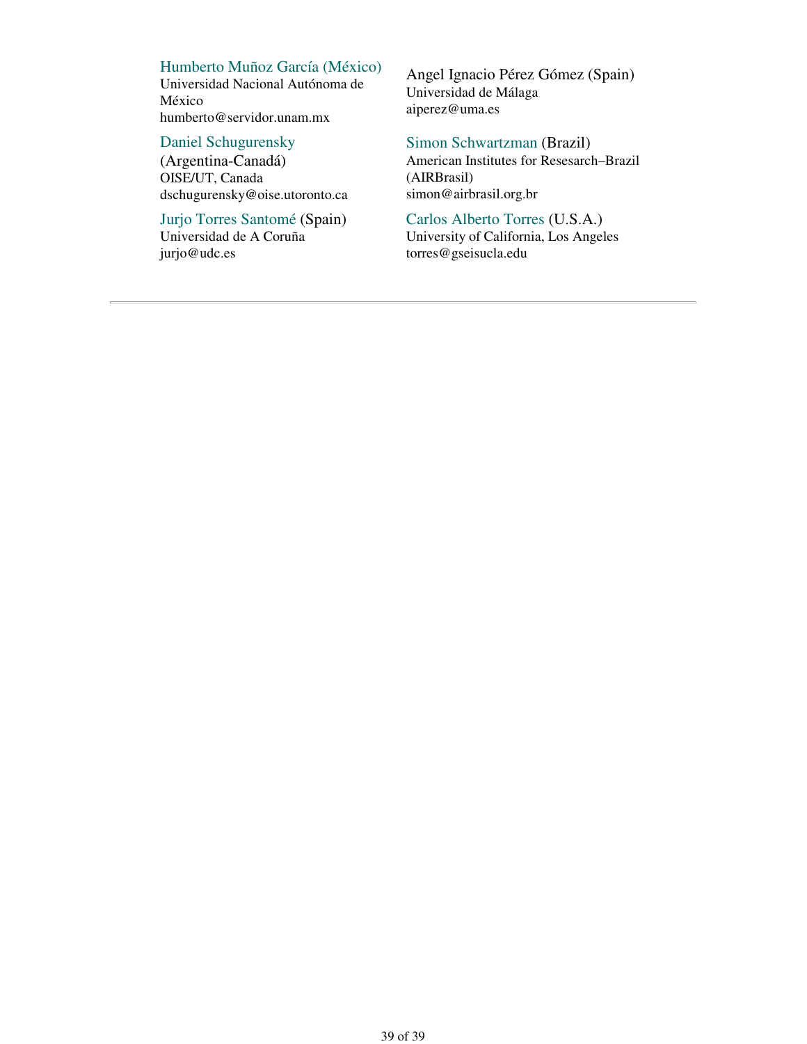Humberto Muñoz García (México)
Universidad Nacional Autónoma de México
humberto@servidor.unam.mx

Angel Ignacio Pérez Gómez (Spain)
Universidad de Málaga
aiperez@uma.es

Daniel Schugurensky (Argentina-Canadá)
OISE/UT, Canada
dschugurensky@oise.utoronto.ca

Simon Schwartzman (Brazil)
American Institutes for Resesarch–Brazil (AIRBrasil)
simon@airbrasil.org.br

Jurjo Torres Santomé (Spain)
Universidad de A Coruña
jurjo@udc.es

Carlos Alberto Torres (U.S.A.)
University of California, Los Angeles
torres@gseisucla.edu

---